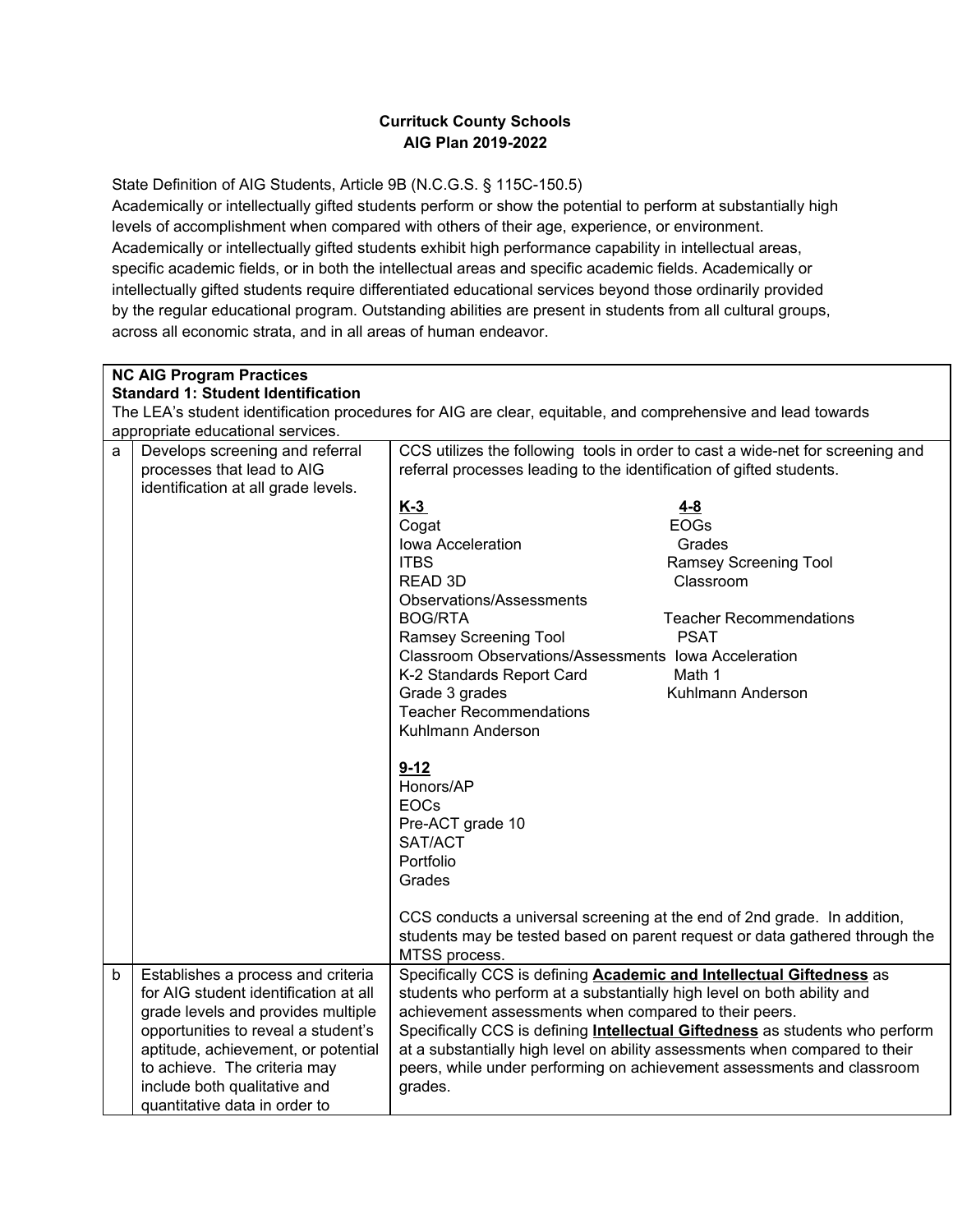**Currituck County Schools**
**AIG Plan 2019-2022**

State Definition of AIG Students, Article 9B (N.C.G.S. § 115C-150.5)
Academically or intellectually gifted students perform or show the potential to perform at substantially high levels of accomplishment when compared with others of their age, experience, or environment. Academically or intellectually gifted students exhibit high performance capability in intellectual areas, specific academic fields, or in both the intellectual areas and specific academic fields. Academically or intellectually gifted students require differentiated educational services beyond those ordinarily provided by the regular educational program. Outstanding abilities are present in students from all cultural groups, across all economic strata, and in all areas of human endeavor.

| **NC AIG Program Practices**<br>**Standard 1: Student Identification**<br>The LEA's student identification procedures for AIG are clear, equitable, and comprehensive and lead towards appropriate educational services. | | |
|---|---|---|
| a | Develops screening and referral processes that lead to AIG identification at all grade levels. | CCS utilizes the following tools in order to cast a wide-net for screening and referral processes leading to the identification of gifted students.<br><br>**K-3**<br>Cogat<br>Iowa Acceleration<br>ITBS<br>READ 3D<br>Observations/Assessments<br>BOG/RTA<br>Ramsey Screening Tool<br>Classroom Observations/Assessments<br>K-2 Standards Report Card<br>Grade 3 grades<br>Teacher Recommendations<br>Kuhlmann Anderson<br><br>**4-8**<br>EOGs<br>Grades<br>Ramsey Screening Tool<br>Classroom<br>Teacher Recommendations<br>PSAT<br>Iowa Acceleration<br>Math 1<br>Kuhlmann Anderson<br><br>**9-12**<br>Honors/AP<br>EOCs<br>Pre-ACT grade 10<br>SAT/ACT<br>Portfolio<br>Grades<br><br>CCS conducts a universal screening at the end of 2nd grade. In addition, students may be tested based on parent request or data gathered through the MTSS process. |
| b | Establishes a process and criteria for AIG student identification at all grade levels and provides multiple opportunities to reveal a student's aptitude, achievement, or potential to achieve. The criteria may include both qualitative and quantitative data in order to | Specifically CCS is defining **Academic and Intellectual Giftedness** as students who perform at a substantially high level on both ability and achievement assessments when compared to their peers.<br>Specifically CCS is defining **Intellectual Giftedness** as students who perform at a substantially high level on ability assessments when compared to their peers, while under performing on achievement assessments and classroom grades. |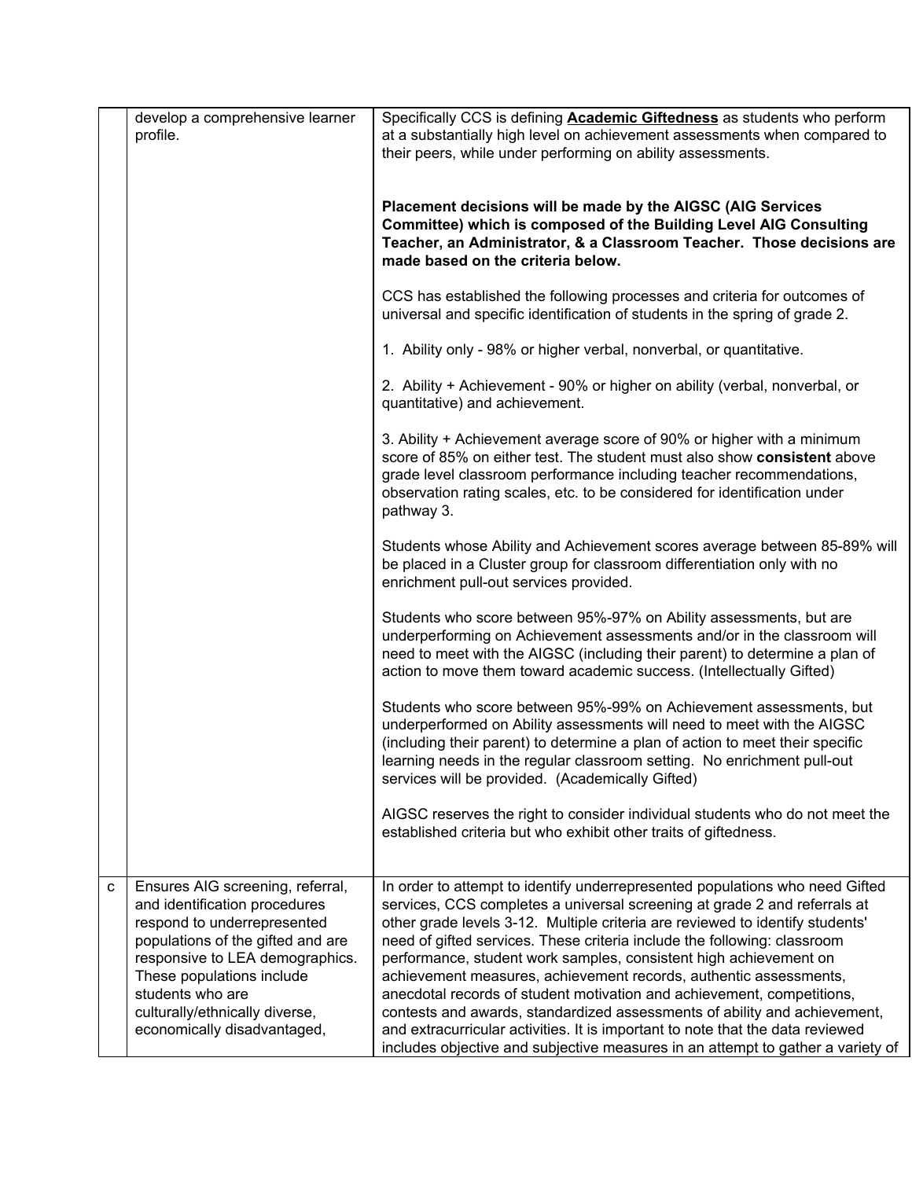| | | |
|---|---|---|
| | develop a comprehensive learner profile. | Specifically CCS is defining **Academic Giftedness** as students who perform at a substantially high level on achievement assessments when compared to their peers, while under performing on ability assessments.<br><br>**Placement decisions will be made by the AIGSC (AIG Services Committee) which is composed of the Building Level AIG Consulting Teacher, an Administrator, & a Classroom Teacher. Those decisions are made based on the criteria below.**<br><br>CCS has established the following processes and criteria for outcomes of universal and specific identification of students in the spring of grade 2.<br><br>1. Ability only - 98% or higher verbal, nonverbal, or quantitative.<br><br>2. Ability + Achievement - 90% or higher on ability (verbal, nonverbal, or quantitative) and achievement.<br><br>3. Ability + Achievement average score of 90% or higher with a minimum score of 85% on either test. The student must also show **consistent** above grade level classroom performance including teacher recommendations, observation rating scales, etc. to be considered for identification under pathway 3.<br><br>Students whose Ability and Achievement scores average between 85-89% will be placed in a Cluster group for classroom differentiation only with no enrichment pull-out services provided.<br><br>Students who score between 95%-97% on Ability assessments, but are underperforming on Achievement assessments and/or in the classroom will need to meet with the AIGSC (including their parent) to determine a plan of action to move them toward academic success. (Intellectually Gifted)<br><br>Students who score between 95%-99% on Achievement assessments, but underperformed on Ability assessments will need to meet with the AIGSC (including their parent) to determine a plan of action to meet their specific learning needs in the regular classroom setting. No enrichment pull-out services will be provided. (Academically Gifted)<br><br>AIGSC reserves the right to consider individual students who do not meet the established criteria but who exhibit other traits of giftedness. |
| c | Ensures AIG screening, referral, and identification procedures respond to underrepresented populations of the gifted and are responsive to LEA demographics. These populations include students who are culturally/ethnically diverse, economically disadvantaged, | In order to attempt to identify underrepresented populations who need Gifted services, CCS completes a universal screening at grade 2 and referrals at other grade levels 3-12. Multiple criteria are reviewed to identify students' need of gifted services. These criteria include the following: classroom performance, student work samples, consistent high achievement on achievement measures, achievement records, authentic assessments, anecdotal records of student motivation and achievement, competitions, contests and awards, standardized assessments of ability and achievement, and extracurricular activities. It is important to note that the data reviewed includes objective and subjective measures in an attempt to gather a variety of |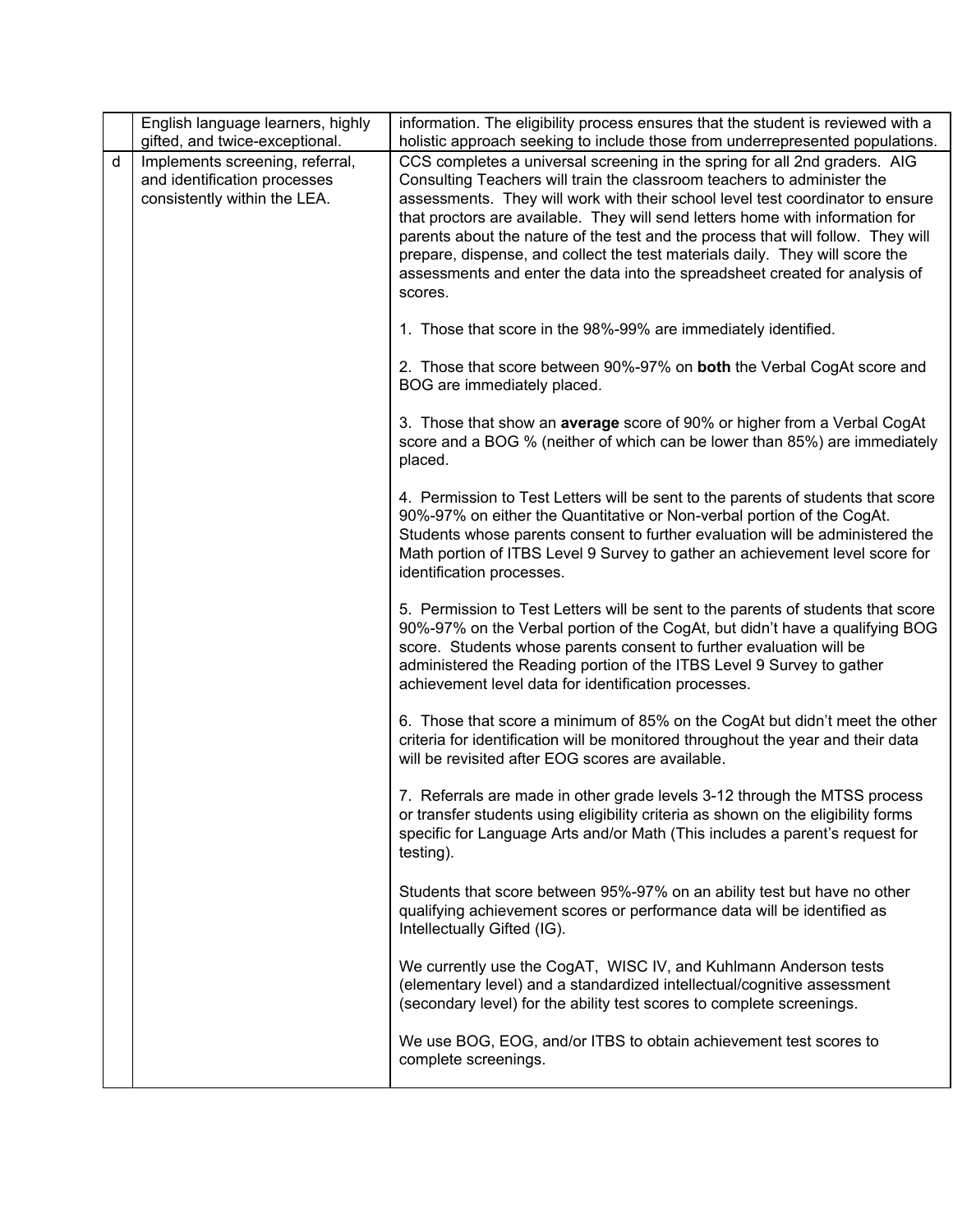| | | |
|---|---|---|
| | English language learners, highly gifted, and twice-exceptional. | information. The eligibility process ensures that the student is reviewed with a holistic approach seeking to include those from underrepresented populations. |
| d | Implements screening, referral, and identification processes consistently within the LEA. | CCS completes a universal screening in the spring for all 2nd graders. AIG Consulting Teachers will train the classroom teachers to administer the assessments. They will work with their school level test coordinator to ensure that proctors are available. They will send letters home with information for parents about the nature of the test and the process that will follow. They will prepare, dispense, and collect the test materials daily. They will score the assessments and enter the data into the spreadsheet created for analysis of scores.<br><br>1. Those that score in the 98%-99% are immediately identified.<br><br>2. Those that score between 90%-97% on **both** the Verbal CogAt score and BOG are immediately placed.<br><br>3. Those that show an **average** score of 90% or higher from a Verbal CogAt score and a BOG % (neither of which can be lower than 85%) are immediately placed.<br><br>4. Permission to Test Letters will be sent to the parents of students that score 90%-97% on either the Quantitative or Non-verbal portion of the CogAt. Students whose parents consent to further evaluation will be administered the Math portion of ITBS Level 9 Survey to gather an achievement level score for identification processes.<br><br>5. Permission to Test Letters will be sent to the parents of students that score 90%-97% on the Verbal portion of the CogAt, but didn't have a qualifying BOG score. Students whose parents consent to further evaluation will be administered the Reading portion of the ITBS Level 9 Survey to gather achievement level data for identification processes.<br><br>6. Those that score a minimum of 85% on the CogAt but didn't meet the other criteria for identification will be monitored throughout the year and their data will be revisited after EOG scores are available.<br><br>7. Referrals are made in other grade levels 3-12 through the MTSS process or transfer students using eligibility criteria as shown on the eligibility forms specific for Language Arts and/or Math (This includes a parent's request for testing).<br><br>Students that score between 95%-97% on an ability test but have no other qualifying achievement scores or performance data will be identified as Intellectually Gifted (IG).<br><br>We currently use the CogAT, WISC IV, and Kuhlmann Anderson tests (elementary level) and a standardized intellectual/cognitive assessment (secondary level) for the ability test scores to complete screenings.<br><br>We use BOG, EOG, and/or ITBS to obtain achievement test scores to complete screenings. |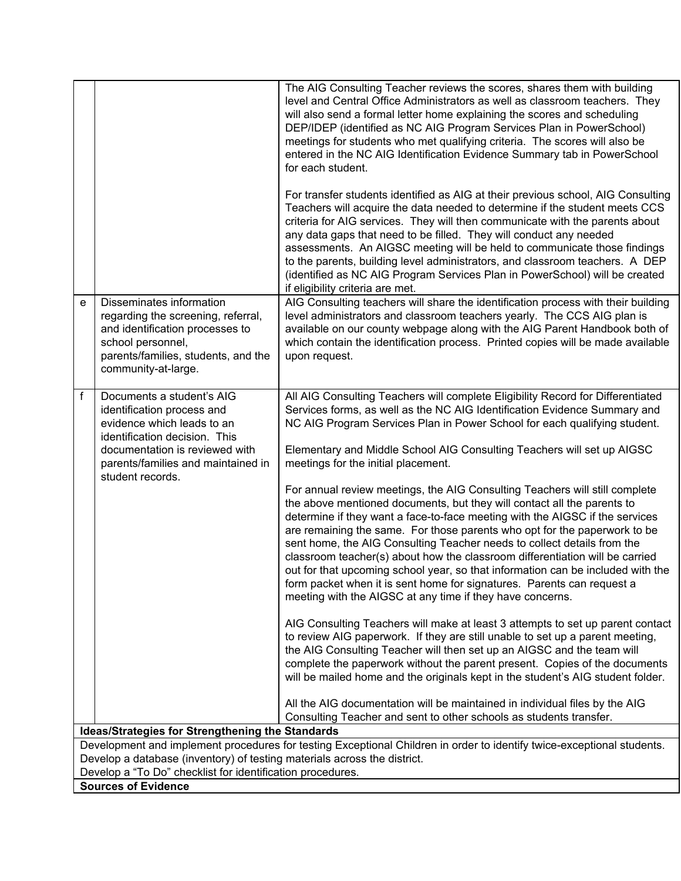| | | |
|---|---|---|
| | | The AIG Consulting Teacher reviews the scores, shares them with building level and Central Office Administrators as well as classroom teachers. They will also send a formal letter home explaining the scores and scheduling DEP/IDEP (identified as NC AIG Program Services Plan in PowerSchool) meetings for students who met qualifying criteria. The scores will also be entered in the NC AIG Identification Evidence Summary tab in PowerSchool for each student.<br><br>For transfer students identified as AIG at their previous school, AIG Consulting Teachers will acquire the data needed to determine if the student meets CCS criteria for AIG services. They will then communicate with the parents about any data gaps that need to be filled. They will conduct any needed assessments. An AIGSC meeting will be held to communicate those findings to the parents, building level administrators, and classroom teachers. A DEP (identified as NC AIG Program Services Plan in PowerSchool) will be created if eligibility criteria are met. |
| e | Disseminates information regarding the screening, referral, and identification processes to school personnel, parents/families, students, and the community-at-large. | AIG Consulting teachers will share the identification process with their building level administrators and classroom teachers yearly. The CCS AIG plan is available on our county webpage along with the AIG Parent Handbook both of which contain the identification process. Printed copies will be made available upon request. |
| f | Documents a student's AIG identification process and evidence which leads to an identification decision. This documentation is reviewed with parents/families and maintained in student records. | All AIG Consulting Teachers will complete Eligibility Record for Differentiated Services forms, as well as the NC AIG Identification Evidence Summary and NC AIG Program Services Plan in Power School for each qualifying student.<br><br>Elementary and Middle School AIG Consulting Teachers will set up AIGSC meetings for the initial placement.<br><br>For annual review meetings, the AIG Consulting Teachers will still complete the above mentioned documents, but they will contact all the parents to determine if they want a face-to-face meeting with the AIGSC if the services are remaining the same. For those parents who opt for the paperwork to be sent home, the AIG Consulting Teacher needs to collect details from the classroom teacher(s) about how the classroom differentiation will be carried out for that upcoming school year, so that information can be included with the form packet when it is sent home for signatures. Parents can request a meeting with the AIGSC at any time if they have concerns.<br><br>AIG Consulting Teachers will make at least 3 attempts to set up parent contact to review AIG paperwork. If they are still unable to set up a parent meeting, the AIG Consulting Teacher will then set up an AIGSC and the team will complete the paperwork without the parent present. Copies of the documents will be mailed home and the originals kept in the student's AIG student folder.<br><br>All the AIG documentation will be maintained in individual files by the AIG Consulting Teacher and sent to other schools as students transfer. |

**Ideas/Strategies for Strengthening the Standards**

Development and implement procedures for testing Exceptional Children in order to identify twice-exceptional students.
Develop a database (inventory) of testing materials across the district.
Develop a "To Do" checklist for identification procedures.

**Sources of Evidence**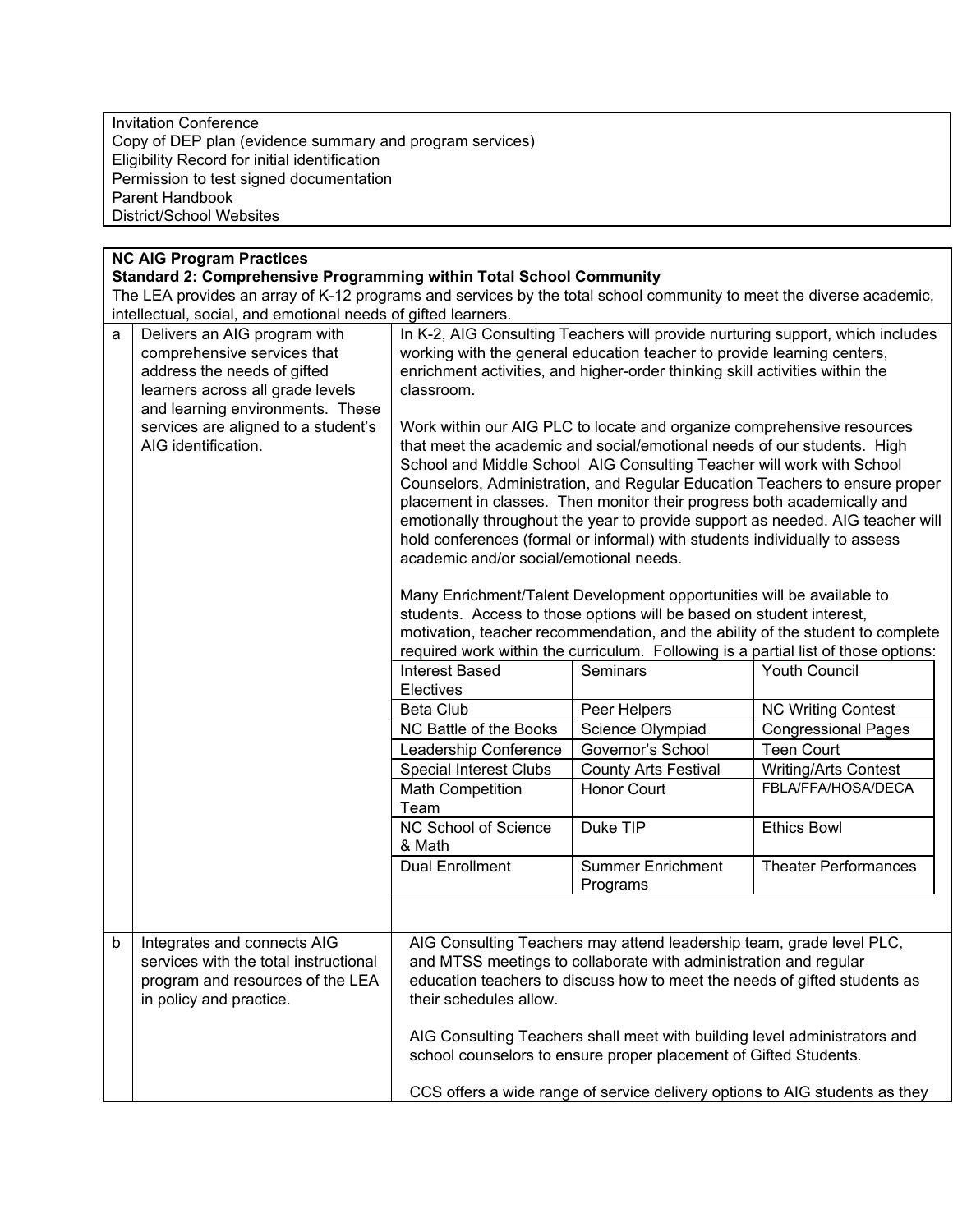| Invitation Conference<br>Copy of DEP plan (evidence summary and program services)<br>Eligibility Record for initial identification<br>Permission to test signed documentation<br>Parent Handbook<br>District/School Websites |
|---|

**NC AIG Program Practices**
**Standard 2: Comprehensive Programming within Total School Community**
The LEA provides an array of K-12 programs and services by the total school community to meet the diverse academic, intellectual, social, and emotional needs of gifted learners.

| | Practice | Description |
|---|---|---|
| a | Delivers an AIG program with comprehensive services that address the needs of gifted learners across all grade levels and learning environments. These services are aligned to a student's AIG identification. | In K-2, AIG Consulting Teachers will provide nurturing support, which includes working with the general education teacher to provide learning centers, enrichment activities, and higher-order thinking skill activities within the classroom.<br><br>Work within our AIG PLC to locate and organize comprehensive resources that meet the academic and social/emotional needs of our students. High School and Middle School AIG Consulting Teacher will work with School Counselors, Administration, and Regular Education Teachers to ensure proper placement in classes. Then monitor their progress both academically and emotionally throughout the year to provide support as needed. AIG teacher will hold conferences (formal or informal) with students individually to assess academic and/or social/emotional needs.<br><br>Many Enrichment/Talent Development opportunities will be available to students. Access to those options will be based on student interest, motivation, teacher recommendation, and the ability of the student to complete required work within the curriculum. Following is a partial list of those options:<br><br>Interest Based Electives; Seminars; Youth Council<br>Beta Club; Peer Helpers; NC Writing Contest<br>NC Battle of the Books; Science Olympiad; Congressional Pages<br>Leadership Conference; Governor's School; Teen Court<br>Special Interest Clubs; County Arts Festival; Writing/Arts Contest<br>Math Competition Team; Honor Court; FBLA/FFA/HOSA/DECA<br>NC School of Science & Math; Duke TIP; Ethics Bowl<br>Dual Enrollment; Summer Enrichment Programs; Theater Performances |
| b | Integrates and connects AIG services with the total instructional program and resources of the LEA in policy and practice. | AIG Consulting Teachers may attend leadership team, grade level PLC, and MTSS meetings to collaborate with administration and regular education teachers to discuss how to meet the needs of gifted students as their schedules allow.<br><br>AIG Consulting Teachers shall meet with building level administrators and school counselors to ensure proper placement of Gifted Students.<br><br>CCS offers a wide range of service delivery options to AIG students as they |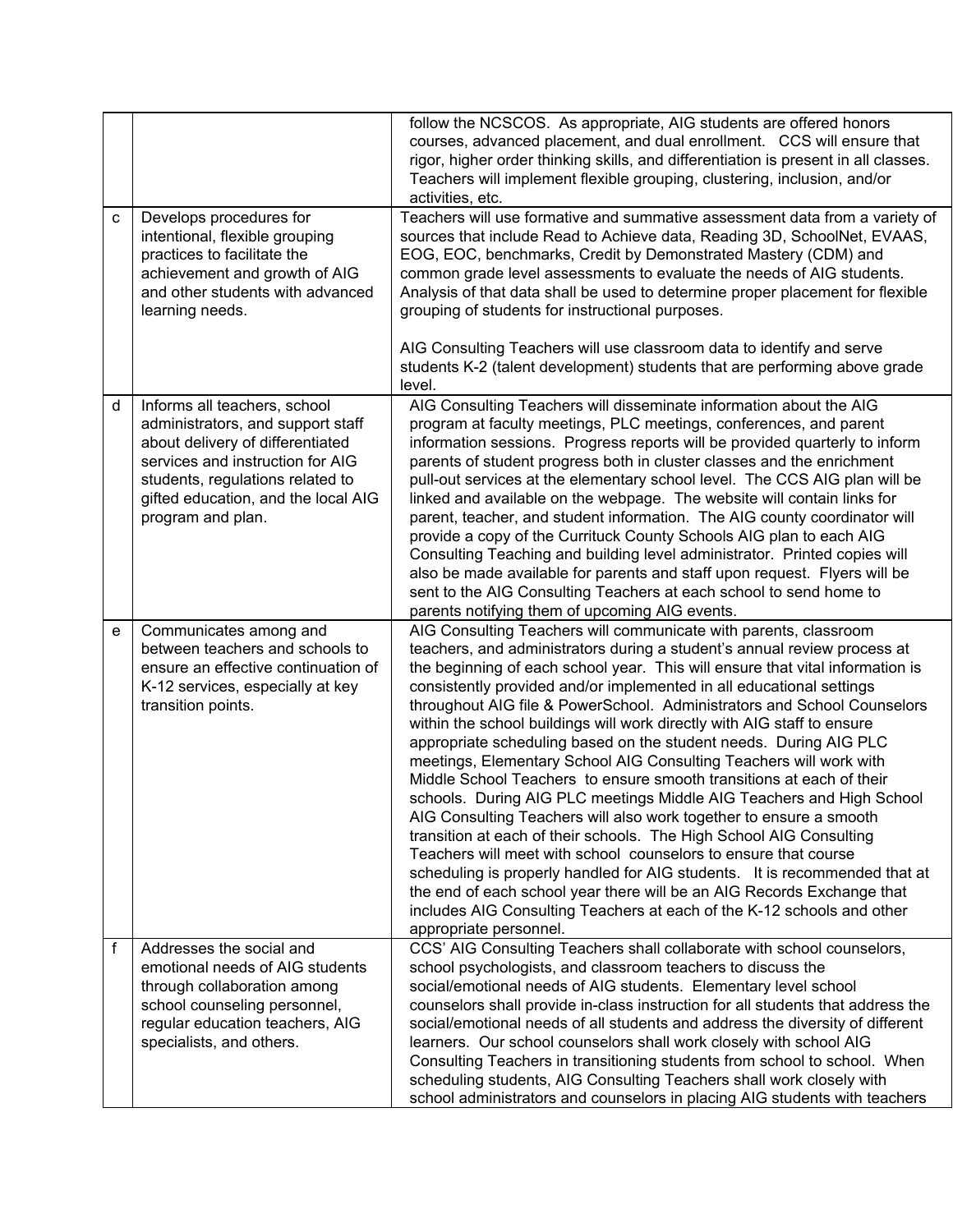|  |  |  |
|---|---|---|
|  |  | follow the NCSCOS. As appropriate, AIG students are offered honors courses, advanced placement, and dual enrollment. CCS will ensure that rigor, higher order thinking skills, and differentiation is present in all classes. Teachers will implement flexible grouping, clustering, inclusion, and/or activities, etc. |
| c | Develops procedures for intentional, flexible grouping practices to facilitate the achievement and growth of AIG and other students with advanced learning needs. | Teachers will use formative and summative assessment data from a variety of sources that include Read to Achieve data, Reading 3D, SchoolNet, EVAAS, EOG, EOC, benchmarks, Credit by Demonstrated Mastery (CDM) and common grade level assessments to evaluate the needs of AIG students. Analysis of that data shall be used to determine proper placement for flexible grouping of students for instructional purposes.<br><br>AIG Consulting Teachers will use classroom data to identify and serve students K-2 (talent development) students that are performing above grade level. |
| d | Informs all teachers, school administrators, and support staff about delivery of differentiated services and instruction for AIG students, regulations related to gifted education, and the local AIG program and plan. | AIG Consulting Teachers will disseminate information about the AIG program at faculty meetings, PLC meetings, conferences, and parent information sessions. Progress reports will be provided quarterly to inform parents of student progress both in cluster classes and the enrichment pull-out services at the elementary school level. The CCS AIG plan will be linked and available on the webpage. The website will contain links for parent, teacher, and student information. The AIG county coordinator will provide a copy of the Currituck County Schools AIG plan to each AIG Consulting Teaching and building level administrator. Printed copies will also be made available for parents and staff upon request. Flyers will be sent to the AIG Consulting Teachers at each school to send home to parents notifying them of upcoming AIG events. |
| e | Communicates among and between teachers and schools to ensure an effective continuation of K-12 services, especially at key transition points. | AIG Consulting Teachers will communicate with parents, classroom teachers, and administrators during a student's annual review process at the beginning of each school year. This will ensure that vital information is consistently provided and/or implemented in all educational settings throughout AIG file & PowerSchool. Administrators and School Counselors within the school buildings will work directly with AIG staff to ensure appropriate scheduling based on the student needs. During AIG PLC meetings, Elementary School AIG Consulting Teachers will work with Middle School Teachers to ensure smooth transitions at each of their schools. During AIG PLC meetings Middle AIG Teachers and High School AIG Consulting Teachers will also work together to ensure a smooth transition at each of their schools. The High School AIG Consulting Teachers will meet with school counselors to ensure that course scheduling is properly handled for AIG students. It is recommended that at the end of each school year there will be an AIG Records Exchange that includes AIG Consulting Teachers at each of the K-12 schools and other appropriate personnel. |
| f | Addresses the social and emotional needs of AIG students through collaboration among school counseling personnel, regular education teachers, AIG specialists, and others. | CCS' AIG Consulting Teachers shall collaborate with school counselors, school psychologists, and classroom teachers to discuss the social/emotional needs of AIG students. Elementary level school counselors shall provide in-class instruction for all students that address the social/emotional needs of all students and address the diversity of different learners. Our school counselors shall work closely with school AIG Consulting Teachers in transitioning students from school to school. When scheduling students, AIG Consulting Teachers shall work closely with school administrators and counselors in placing AIG students with teachers |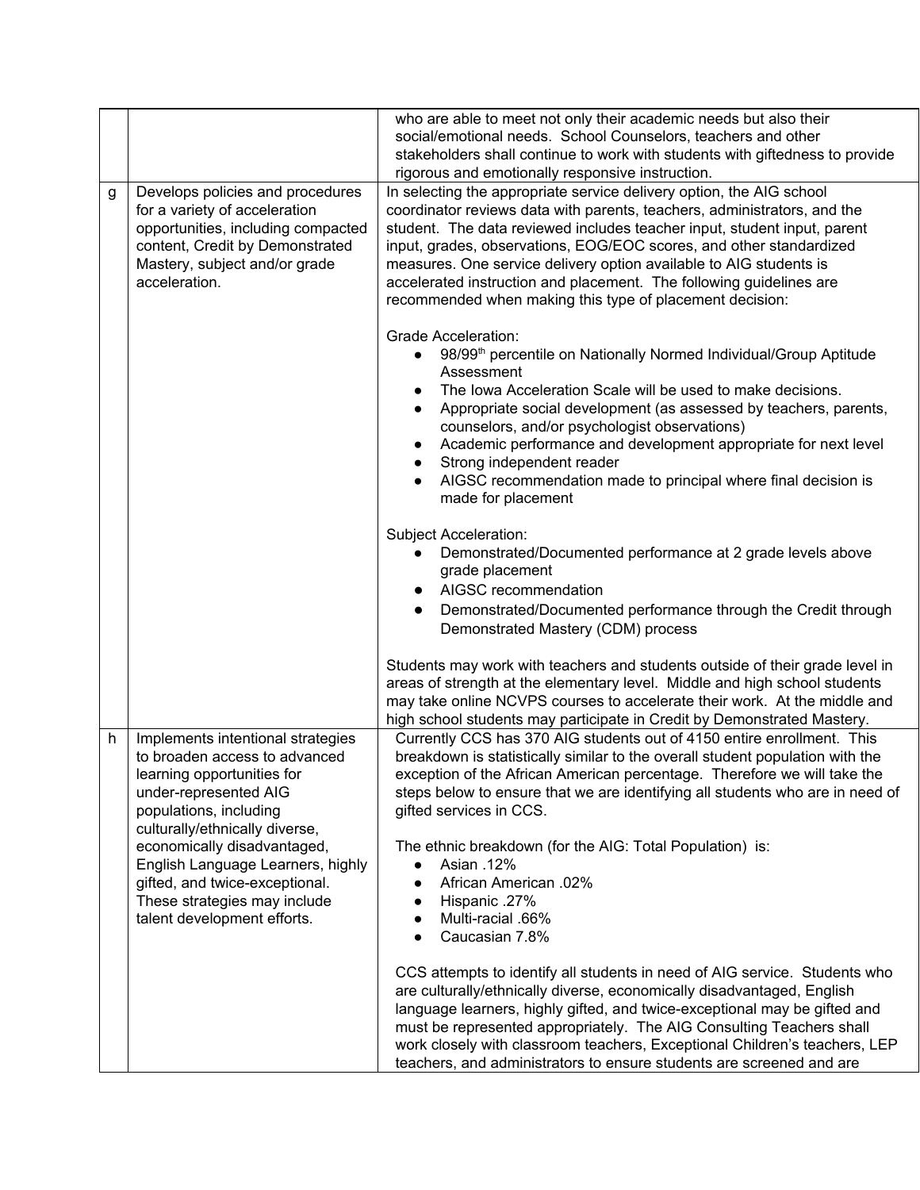| | | |
|---|---|---|
| | | who are able to meet not only their academic needs but also their social/emotional needs. School Counselors, teachers and other stakeholders shall continue to work with students with giftedness to provide rigorous and emotionally responsive instruction. |
| g | Develops policies and procedures for a variety of acceleration opportunities, including compacted content, Credit by Demonstrated Mastery, subject and/or grade acceleration. | In selecting the appropriate service delivery option, the AIG school coordinator reviews data with parents, teachers, administrators, and the student. The data reviewed includes teacher input, student input, parent input, grades, observations, EOG/EOC scores, and other standardized measures. One service delivery option available to AIG students is accelerated instruction and placement. The following guidelines are recommended when making this type of placement decision:<br><br>Grade Acceleration:<br>• 98/99th percentile on Nationally Normed Individual/Group Aptitude Assessment<br>• The Iowa Acceleration Scale will be used to make decisions.<br>• Appropriate social development (as assessed by teachers, parents, counselors, and/or psychologist observations)<br>• Academic performance and development appropriate for next level<br>• Strong independent reader<br>• AIGSC recommendation made to principal where final decision is made for placement<br><br>Subject Acceleration:<br>• Demonstrated/Documented performance at 2 grade levels above grade placement<br>• AIGSC recommendation<br>• Demonstrated/Documented performance through the Credit through Demonstrated Mastery (CDM) process<br><br>Students may work with teachers and students outside of their grade level in areas of strength at the elementary level. Middle and high school students may take online NCVPS courses to accelerate their work. At the middle and high school students may participate in Credit by Demonstrated Mastery. |
| h | Implements intentional strategies to broaden access to advanced learning opportunities for under-represented AIG populations, including culturally/ethnically diverse, economically disadvantaged, English Language Learners, highly gifted, and twice-exceptional. These strategies may include talent development efforts. | Currently CCS has 370 AIG students out of 4150 entire enrollment. This breakdown is statistically similar to the overall student population with the exception of the African American percentage. Therefore we will take the steps below to ensure that we are identifying all students who are in need of gifted services in CCS.<br><br>The ethnic breakdown (for the AIG: Total Population) is:<br>• Asian .12%<br>• African American .02%<br>• Hispanic .27%<br>• Multi-racial .66%<br>• Caucasian 7.8%<br><br>CCS attempts to identify all students in need of AIG service. Students who are culturally/ethnically diverse, economically disadvantaged, English language learners, highly gifted, and twice-exceptional may be gifted and must be represented appropriately. The AIG Consulting Teachers shall work closely with classroom teachers, Exceptional Children's teachers, LEP teachers, and administrators to ensure students are screened and are |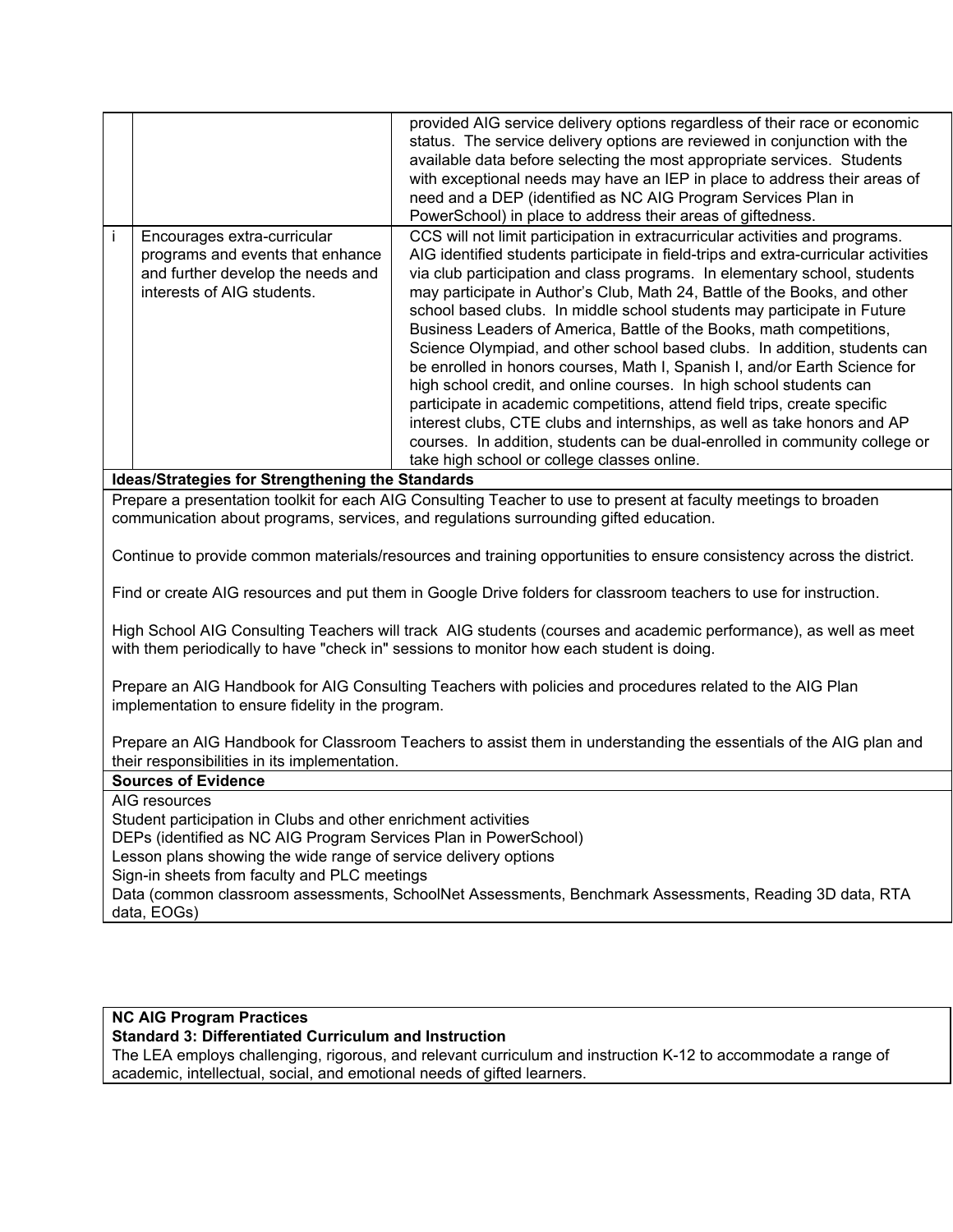| | | |
|---|---|---|
| | | provided AIG service delivery options regardless of their race or economic status. The service delivery options are reviewed in conjunction with the available data before selecting the most appropriate services. Students with exceptional needs may have an IEP in place to address their areas of need and a DEP (identified as NC AIG Program Services Plan in PowerSchool) in place to address their areas of giftedness. |
| i | Encourages extra-curricular programs and events that enhance and further develop the needs and interests of AIG students. | CCS will not limit participation in extracurricular activities and programs. AIG identified students participate in field-trips and extra-curricular activities via club participation and class programs. In elementary school, students may participate in Author's Club, Math 24, Battle of the Books, and other school based clubs. In middle school students may participate in Future Business Leaders of America, Battle of the Books, math competitions, Science Olympiad, and other school based clubs. In addition, students can be enrolled in honors courses, Math I, Spanish I, and/or Earth Science for high school credit, and online courses. In high school students can participate in academic competitions, attend field trips, create specific interest clubs, CTE clubs and internships, as well as take honors and AP courses. In addition, students can be dual-enrolled in community college or take high school or college classes online. |

**Ideas/Strategies for Strengthening the Standards**

Prepare a presentation toolkit for each AIG Consulting Teacher to use to present at faculty meetings to broaden communication about programs, services, and regulations surrounding gifted education.

Continue to provide common materials/resources and training opportunities to ensure consistency across the district.

Find or create AIG resources and put them in Google Drive folders for classroom teachers to use for instruction.

High School AIG Consulting Teachers will track AIG students (courses and academic performance), as well as meet with them periodically to have "check in" sessions to monitor how each student is doing.

Prepare an AIG Handbook for AIG Consulting Teachers with policies and procedures related to the AIG Plan implementation to ensure fidelity in the program.

Prepare an AIG Handbook for Classroom Teachers to assist them in understanding the essentials of the AIG plan and their responsibilities in its implementation.

**Sources of Evidence**

AIG resources
Student participation in Clubs and other enrichment activities
DEPs (identified as NC AIG Program Services Plan in PowerSchool)
Lesson plans showing the wide range of service delivery options
Sign-in sheets from faculty and PLC meetings
Data (common classroom assessments, SchoolNet Assessments, Benchmark Assessments, Reading 3D data, RTA data, EOGs)

**NC AIG Program Practices**
**Standard 3: Differentiated Curriculum and Instruction**
The LEA employs challenging, rigorous, and relevant curriculum and instruction K-12 to accommodate a range of academic, intellectual, social, and emotional needs of gifted learners.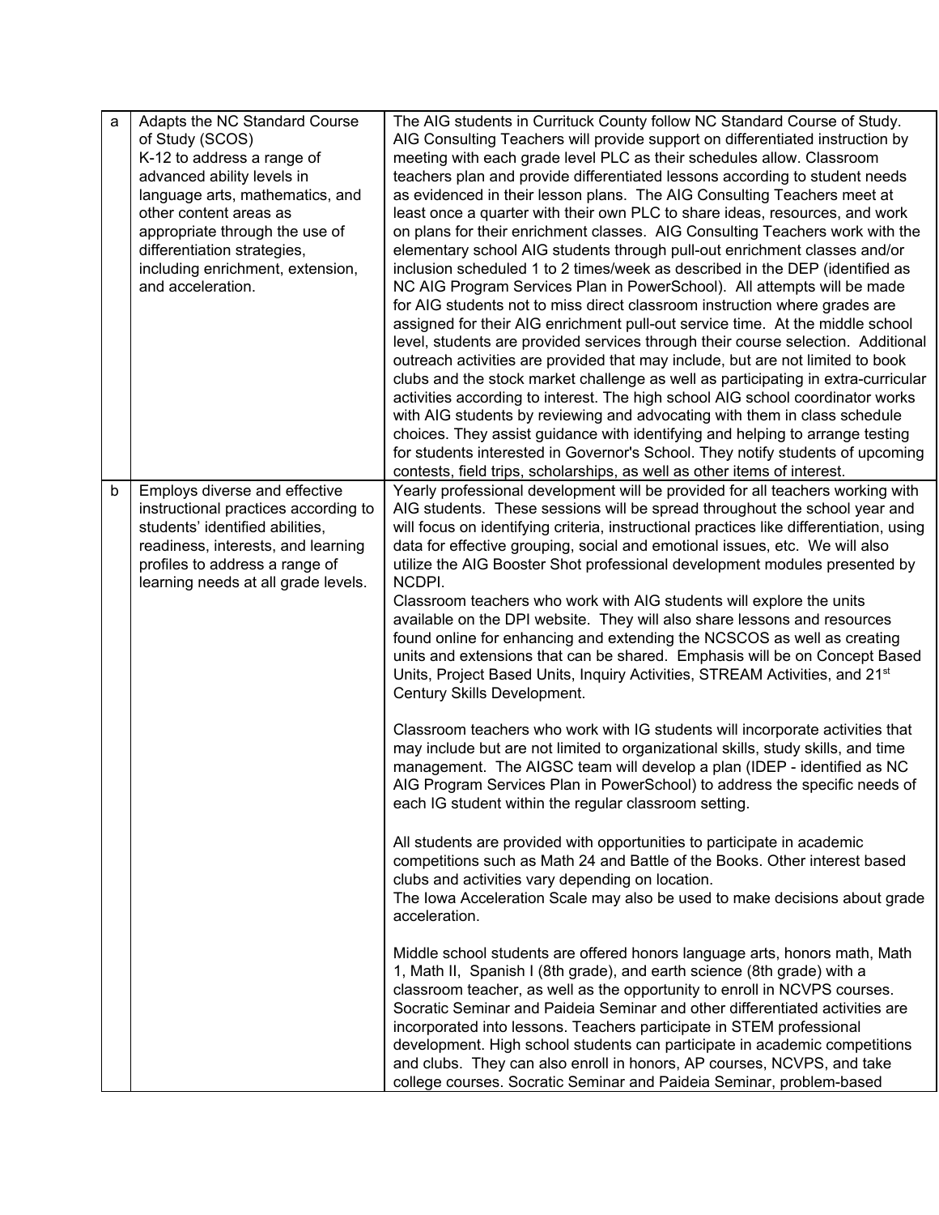| | | |
|---|---|---|
| a | Adapts the NC Standard Course of Study (SCOS) K-12 to address a range of advanced ability levels in language arts, mathematics, and other content areas as appropriate through the use of differentiation strategies, including enrichment, extension, and acceleration. | The AIG students in Currituck County follow NC Standard Course of Study. AIG Consulting Teachers will provide support on differentiated instruction by meeting with each grade level PLC as their schedules allow. Classroom teachers plan and provide differentiated lessons according to student needs as evidenced in their lesson plans. The AIG Consulting Teachers meet at least once a quarter with their own PLC to share ideas, resources, and work on plans for their enrichment classes. AIG Consulting Teachers work with the elementary school AIG students through pull-out enrichment classes and/or inclusion scheduled 1 to 2 times/week as described in the DEP (identified as NC AIG Program Services Plan in PowerSchool). All attempts will be made for AIG students not to miss direct classroom instruction where grades are assigned for their AIG enrichment pull-out service time. At the middle school level, students are provided services through their course selection. Additional outreach activities are provided that may include, but are not limited to book clubs and the stock market challenge as well as participating in extra-curricular activities according to interest. The high school AIG school coordinator works with AIG students by reviewing and advocating with them in class schedule choices. They assist guidance with identifying and helping to arrange testing for students interested in Governor's School. They notify students of upcoming contests, field trips, scholarships, as well as other items of interest. |
| b | Employs diverse and effective instructional practices according to students' identified abilities, readiness, interests, and learning profiles to address a range of learning needs at all grade levels. | Yearly professional development will be provided for all teachers working with AIG students. These sessions will be spread throughout the school year and will focus on identifying criteria, instructional practices like differentiation, using data for effective grouping, social and emotional issues, etc. We will also utilize the AIG Booster Shot professional development modules presented by NCDPI.<br>Classroom teachers who work with AIG students will explore the units available on the DPI website. They will also share lessons and resources found online for enhancing and extending the NCSCOS as well as creating units and extensions that can be shared. Emphasis will be on Concept Based Units, Project Based Units, Inquiry Activities, STREAM Activities, and 21st Century Skills Development.<br><br>Classroom teachers who work with IG students will incorporate activities that may include but are not limited to organizational skills, study skills, and time management. The AIGSC team will develop a plan (IDEP - identified as NC AIG Program Services Plan in PowerSchool) to address the specific needs of each IG student within the regular classroom setting.<br><br>All students are provided with opportunities to participate in academic competitions such as Math 24 and Battle of the Books. Other interest based clubs and activities vary depending on location.<br>The Iowa Acceleration Scale may also be used to make decisions about grade acceleration.<br><br>Middle school students are offered honors language arts, honors math, Math 1, Math II, Spanish I (8th grade), and earth science (8th grade) with a classroom teacher, as well as the opportunity to enroll in NCVPS courses. Socratic Seminar and Paideia Seminar and other differentiated activities are incorporated into lessons. Teachers participate in STEM professional development. High school students can participate in academic competitions and clubs. They can also enroll in honors, AP courses, NCVPS, and take college courses. Socratic Seminar and Paideia Seminar, problem-based |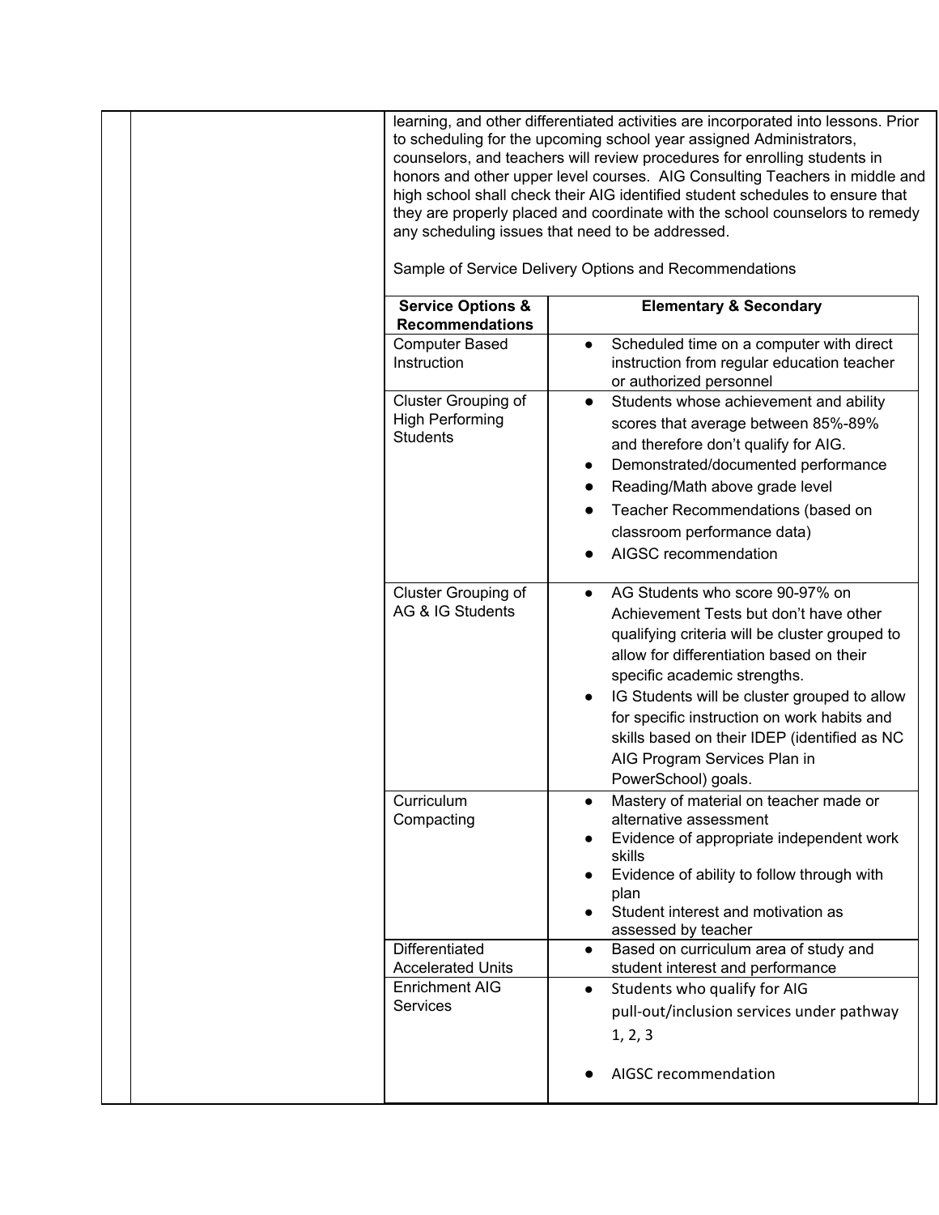learning, and other differentiated activities are incorporated into lessons. Prior to scheduling for the upcoming school year assigned Administrators, counselors, and teachers will review procedures for enrolling students in honors and other upper level courses. AIG Consulting Teachers in middle and high school shall check their AIG identified student schedules to ensure that they are properly placed and coordinate with the school counselors to remedy any scheduling issues that need to be addressed.

Sample of Service Delivery Options and Recommendations

| Service Options & Recommendations | Elementary & Secondary |
| --- | --- |
| Computer Based Instruction | • Scheduled time on a computer with direct instruction from regular education teacher or authorized personnel |
| Cluster Grouping of High Performing Students | • Students whose achievement and ability scores that average between 85%-89% and therefore don't qualify for AIG.<br>• Demonstrated/documented performance<br>• Reading/Math above grade level<br>• Teacher Recommendations (based on classroom performance data)<br>• AIGSC recommendation |
| Cluster Grouping of AG & IG Students | • AG Students who score 90-97% on Achievement Tests but don't have other qualifying criteria will be cluster grouped to allow for differentiation based on their specific academic strengths.<br>• IG Students will be cluster grouped to allow for specific instruction on work habits and skills based on their IDEP (identified as NC AIG Program Services Plan in PowerSchool) goals. |
| Curriculum Compacting | • Mastery of material on teacher made or alternative assessment<br>• Evidence of appropriate independent work skills<br>• Evidence of ability to follow through with plan<br>• Student interest and motivation as assessed by teacher |
| Differentiated Accelerated Units | • Based on curriculum area of study and student interest and performance |
| Enrichment AIG Services | • Students who qualify for AIG pull-out/inclusion services under pathway 1, 2, 3<br>• AIGSC recommendation |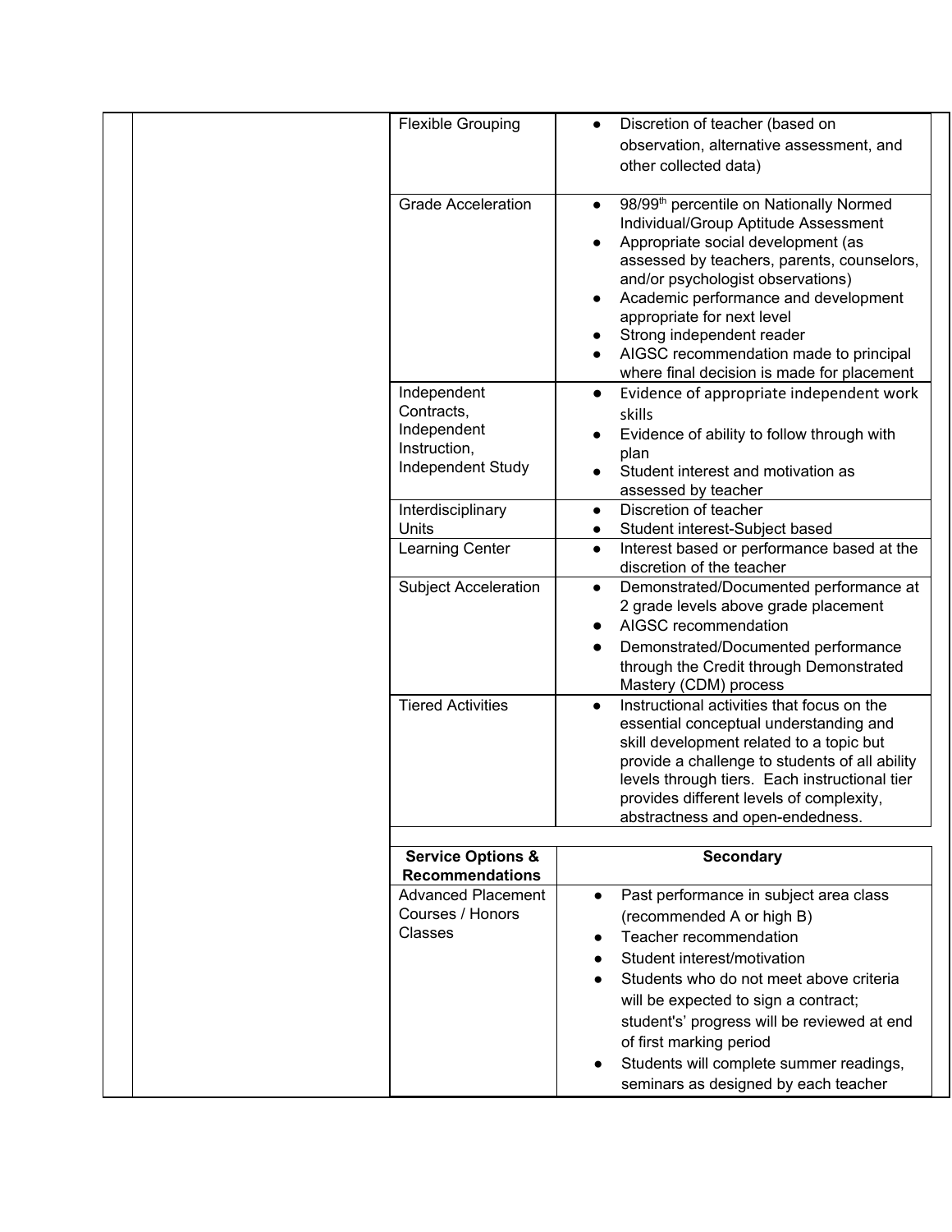| Service Options & Recommendations | Elementary |
|---|---|
| Flexible Grouping | • Discretion of teacher (based on observation, alternative assessment, and other collected data) |
| Grade Acceleration | • 98/99th percentile on Nationally Normed Individual/Group Aptitude Assessment<br>• Appropriate social development (as assessed by teachers, parents, counselors, and/or psychologist observations)<br>• Academic performance and development appropriate for next level<br>• Strong independent reader<br>• AIGSC recommendation made to principal where final decision is made for placement |
| Independent Contracts, Independent Instruction, Independent Study | • Evidence of appropriate independent work skills<br>• Evidence of ability to follow through with plan<br>• Student interest and motivation as assessed by teacher |
| Interdisciplinary Units | • Discretion of teacher<br>• Student interest-Subject based |
| Learning Center | • Interest based or performance based at the discretion of the teacher |
| Subject Acceleration | • Demonstrated/Documented performance at 2 grade levels above grade placement<br>• AIGSC recommendation<br>• Demonstrated/Documented performance through the Credit through Demonstrated Mastery (CDM) process |
| Tiered Activities | • Instructional activities that focus on the essential conceptual understanding and skill development related to a topic but provide a challenge to students of all ability levels through tiers. Each instructional tier provides different levels of complexity, abstractness and open-endedness. |

| Service Options & Recommendations | Secondary |
|---|---|
| Advanced Placement Courses / Honors Classes | • Past performance in subject area class (recommended A or high B)<br>• Teacher recommendation<br>• Student interest/motivation<br>• Students who do not meet above criteria will be expected to sign a contract; student's' progress will be reviewed at end of first marking period<br>• Students will complete summer readings, seminars as designed by each teacher |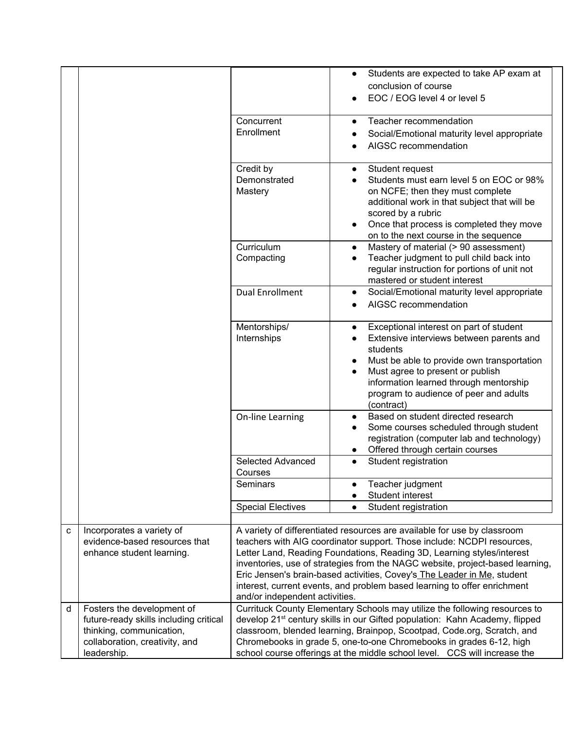| | | | |
|---|---|---|---|
| | | | • Students are expected to take AP exam at conclusion of course<br>• EOC / EOG level 4 or level 5 |
| | | Concurrent Enrollment | • Teacher recommendation<br>• Social/Emotional maturity level appropriate<br>• AIGSC recommendation |
| | | Credit by Demonstrated Mastery | • Student request<br>• Students must earn level 5 on EOC or 98% on NCFE; then they must complete additional work in that subject that will be scored by a rubric<br>• Once that process is completed they move on to the next course in the sequence |
| | | Curriculum Compacting | • Mastery of material (> 90 assessment)<br>• Teacher judgment to pull child back into regular instruction for portions of unit not mastered or student interest |
| | | Dual Enrollment | • Social/Emotional maturity level appropriate<br>• AIGSC recommendation |
| | | Mentorships/ Internships | • Exceptional interest on part of student<br>• Extensive interviews between parents and students<br>• Must be able to provide own transportation<br>• Must agree to present or publish information learned through mentorship program to audience of peer and adults (contract) |
| | | On-line Learning | • Based on student directed research<br>• Some courses scheduled through student registration (computer lab and technology)<br>• Offered through certain courses |
| | | Selected Advanced Courses | • Student registration |
| | | Seminars | • Teacher judgment<br>• Student interest |
| | | Special Electives | • Student registration |
| c | Incorporates a variety of evidence-based resources that enhance student learning. | A variety of differentiated resources are available for use by classroom teachers with AIG coordinator support. Those include: NCDPI resources, Letter Land, Reading Foundations, Reading 3D, Learning styles/interest inventories, use of strategies from the NAGC website, project-based learning, Eric Jensen's brain-based activities, Covey's The Leader in Me, student interest, current events, and problem based learning to offer enrichment and/or independent activities. | |
| d | Fosters the development of future-ready skills including critical thinking, communication, collaboration, creativity, and leadership. | Currituck County Elementary Schools may utilize the following resources to develop 21st century skills in our Gifted population: Kahn Academy, flipped classroom, blended learning, Brainpop, Scootpad, Code.org, Scratch, and Chromebooks in grade 5, one-to-one Chromebooks in grades 6-12, high school course offerings at the middle school level. CCS will increase the | |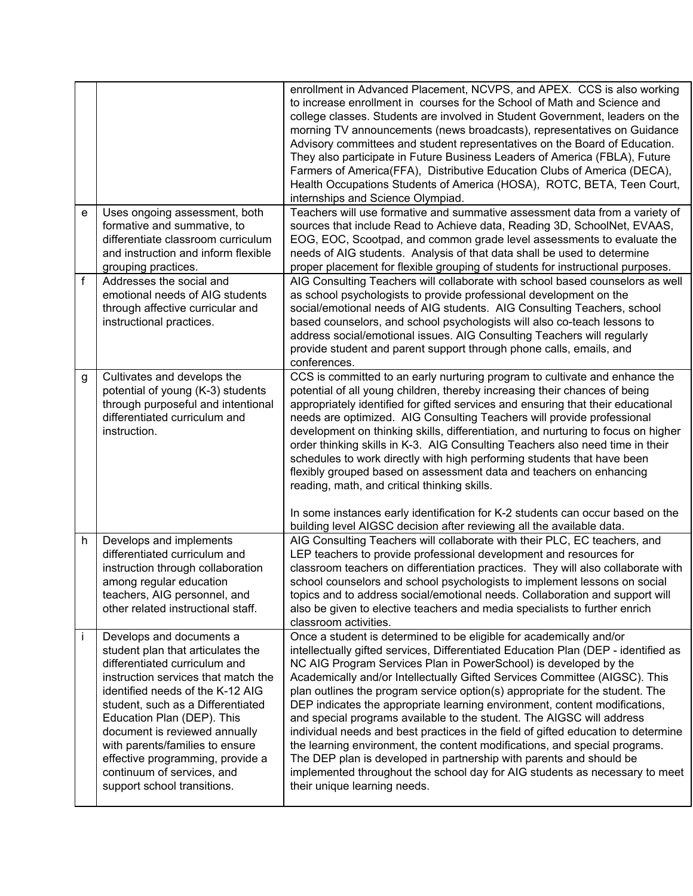| | | |
|---|---|---|
| | | enrollment in Advanced Placement, NCVPS, and APEX. CCS is also working to increase enrollment in courses for the School of Math and Science and college classes. Students are involved in Student Government, leaders on the morning TV announcements (news broadcasts), representatives on Guidance Advisory committees and student representatives on the Board of Education. They also participate in Future Business Leaders of America (FBLA), Future Farmers of America(FFA), Distributive Education Clubs of America (DECA), Health Occupations Students of America (HOSA), ROTC, BETA, Teen Court, internships and Science Olympiad. |
| e | Uses ongoing assessment, both formative and summative, to differentiate classroom curriculum and instruction and inform flexible grouping practices. | Teachers will use formative and summative assessment data from a variety of sources that include Read to Achieve data, Reading 3D, SchoolNet, EVAAS, EOG, EOC, Scootpad, and common grade level assessments to evaluate the needs of AIG students. Analysis of that data shall be used to determine proper placement for flexible grouping of students for instructional purposes. |
| f | Addresses the social and emotional needs of AIG students through affective curricular and instructional practices. | AIG Consulting Teachers will collaborate with school based counselors as well as school psychologists to provide professional development on the social/emotional needs of AIG students. AIG Consulting Teachers, school based counselors, and school psychologists will also co-teach lessons to address social/emotional issues. AIG Consulting Teachers will regularly provide student and parent support through phone calls, emails, and conferences. |
| g | Cultivates and develops the potential of young (K-3) students through purposeful and intentional differentiated curriculum and instruction. | CCS is committed to an early nurturing program to cultivate and enhance the potential of all young children, thereby increasing their chances of being appropriately identified for gifted services and ensuring that their educational needs are optimized. AIG Consulting Teachers will provide professional development on thinking skills, differentiation, and nurturing to focus on higher order thinking skills in K-3. AIG Consulting Teachers also need time in their schedules to work directly with high performing students that have been flexibly grouped based on assessment data and teachers on enhancing reading, math, and critical thinking skills.<br><br>In some instances early identification for K-2 students can occur based on the building level AIGSC decision after reviewing all the available data. |
| h | Develops and implements differentiated curriculum and instruction through collaboration among regular education teachers, AIG personnel, and other related instructional staff. | AIG Consulting Teachers will collaborate with their PLC, EC teachers, and LEP teachers to provide professional development and resources for classroom teachers on differentiation practices. They will also collaborate with school counselors and school psychologists to implement lessons on social topics and to address social/emotional needs. Collaboration and support will also be given to elective teachers and media specialists to further enrich classroom activities. |
| i | Develops and documents a student plan that articulates the differentiated curriculum and instruction services that match the identified needs of the K-12 AIG student, such as a Differentiated Education Plan (DEP). This document is reviewed annually with parents/families to ensure effective programming, provide a continuum of services, and support school transitions. | Once a student is determined to be eligible for academically and/or intellectually gifted services, Differentiated Education Plan (DEP - identified as NC AIG Program Services Plan in PowerSchool) is developed by the Academically and/or Intellectually Gifted Services Committee (AIGSC). This plan outlines the program service option(s) appropriate for the student. The DEP indicates the appropriate learning environment, content modifications, and special programs available to the student. The AIGSC will address individual needs and best practices in the field of gifted education to determine the learning environment, the content modifications, and special programs. The DEP plan is developed in partnership with parents and should be implemented throughout the school day for AIG students as necessary to meet their unique learning needs. |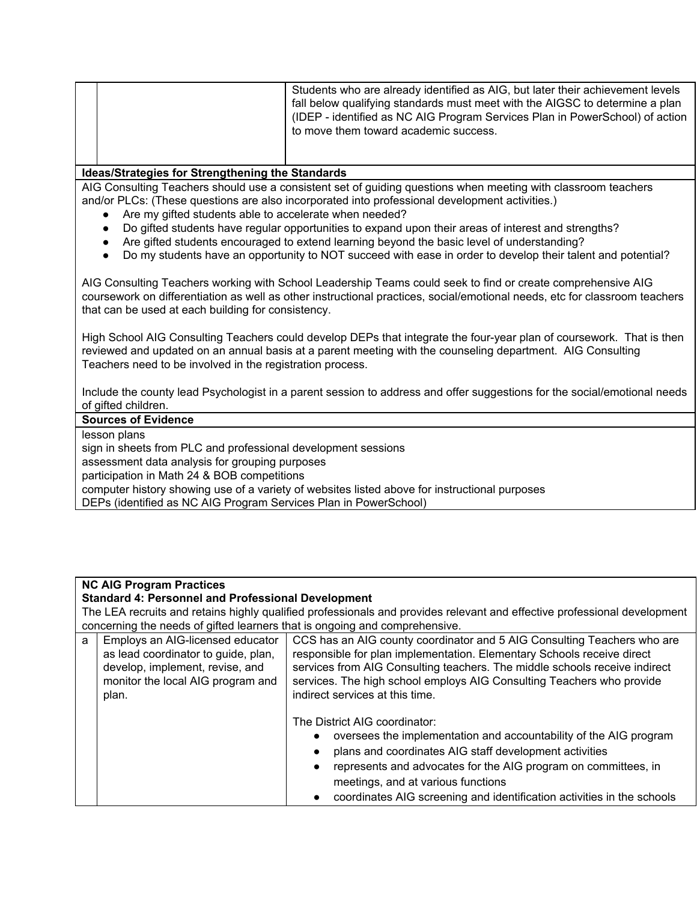| | | |
|---|---|---|
| | | Students who are already identified as AIG, but later their achievement levels fall below qualifying standards must meet with the AIGSC to determine a plan (IDEP - identified as NC AIG Program Services Plan in PowerSchool) of action to move them toward academic success. |

**Ideas/Strategies for Strengthening the Standards**

AIG Consulting Teachers should use a consistent set of guiding questions when meeting with classroom teachers and/or PLCs: (These questions are also incorporated into professional development activities.)

- Are my gifted students able to accelerate when needed?
- Do gifted students have regular opportunities to expand upon their areas of interest and strengths?
- Are gifted students encouraged to extend learning beyond the basic level of understanding?
- Do my students have an opportunity to NOT succeed with ease in order to develop their talent and potential?

AIG Consulting Teachers working with School Leadership Teams could seek to find or create comprehensive AIG coursework on differentiation as well as other instructional practices, social/emotional needs, etc for classroom teachers that can be used at each building for consistency.

High School AIG Consulting Teachers could develop DEPs that integrate the four-year plan of coursework. That is then reviewed and updated on an annual basis at a parent meeting with the counseling department. AIG Consulting Teachers need to be involved in the registration process.

Include the county lead Psychologist in a parent session to address and offer suggestions for the social/emotional needs of gifted children.

**Sources of Evidence**

lesson plans
sign in sheets from PLC and professional development sessions
assessment data analysis for grouping purposes
participation in Math 24 & BOB competitions
computer history showing use of a variety of websites listed above for instructional purposes
DEPs (identified as NC AIG Program Services Plan in PowerSchool)

**NC AIG Program Practices**
**Standard 4: Personnel and Professional Development**
The LEA recruits and retains highly qualified professionals and provides relevant and effective professional development concerning the needs of gifted learners that is ongoing and comprehensive.

| | | |
|---|---|---|
| a | Employs an AIG-licensed educator as lead coordinator to guide, plan, develop, implement, revise, and monitor the local AIG program and plan. | CCS has an AIG county coordinator and 5 AIG Consulting Teachers who are responsible for plan implementation. Elementary Schools receive direct services from AIG Consulting teachers. The middle schools receive indirect services. The high school employs AIG Consulting Teachers who provide indirect services at this time.<br><br>The District AIG coordinator:<br>● oversees the implementation and accountability of the AIG program<br>● plans and coordinates AIG staff development activities<br>● represents and advocates for the AIG program on committees, in meetings, and at various functions<br>● coordinates AIG screening and identification activities in the schools |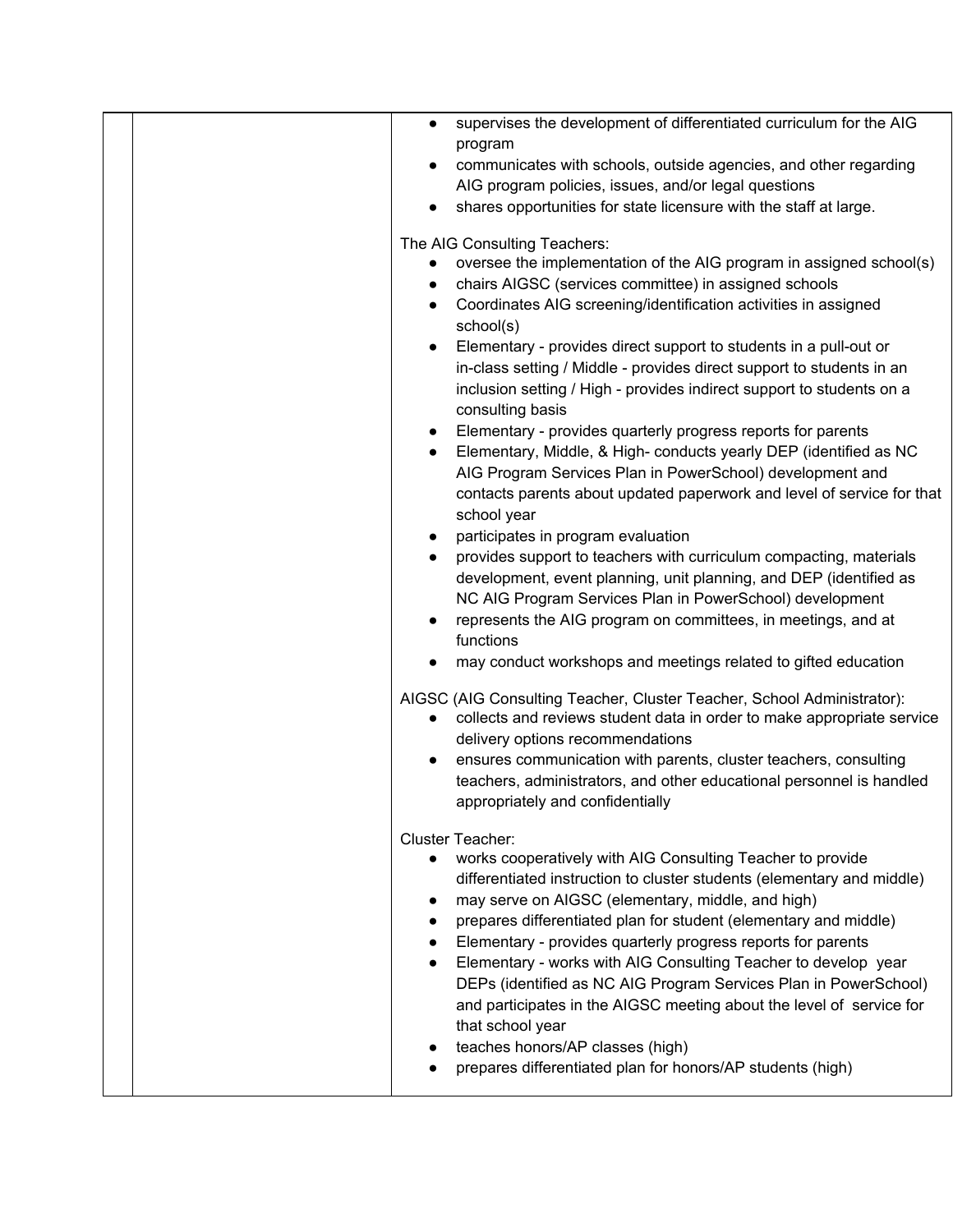| | | |
|---|---|---|
| | | • supervises the development of differentiated curriculum for the AIG program<br>• communicates with schools, outside agencies, and other regarding AIG program policies, issues, and/or legal questions<br>• shares opportunities for state licensure with the staff at large.<br><br>The AIG Consulting Teachers:<br>• oversee the implementation of the AIG program in assigned school(s)<br>• chairs AIGSC (services committee) in assigned schools<br>• Coordinates AIG screening/identification activities in assigned school(s)<br>• Elementary - provides direct support to students in a pull-out or in-class setting / Middle - provides direct support to students in an inclusion setting / High - provides indirect support to students on a consulting basis<br>• Elementary - provides quarterly progress reports for parents<br>• Elementary, Middle, & High- conducts yearly DEP (identified as NC AIG Program Services Plan in PowerSchool) development and contacts parents about updated paperwork and level of service for that school year<br>• participates in program evaluation<br>• provides support to teachers with curriculum compacting, materials development, event planning, unit planning, and DEP (identified as NC AIG Program Services Plan in PowerSchool) development<br>• represents the AIG program on committees, in meetings, and at functions<br>• may conduct workshops and meetings related to gifted education<br><br>AIGSC (AIG Consulting Teacher, Cluster Teacher, School Administrator):<br>• collects and reviews student data in order to make appropriate service delivery options recommendations<br>• ensures communication with parents, cluster teachers, consulting teachers, administrators, and other educational personnel is handled appropriately and confidentially<br><br>Cluster Teacher:<br>• works cooperatively with AIG Consulting Teacher to provide differentiated instruction to cluster students (elementary and middle)<br>• may serve on AIGSC (elementary, middle, and high)<br>• prepares differentiated plan for student (elementary and middle)<br>• Elementary - provides quarterly progress reports for parents<br>• Elementary - works with AIG Consulting Teacher to develop year DEPs (identified as NC AIG Program Services Plan in PowerSchool) and participates in the AIGSC meeting about the level of service for that school year<br>• teaches honors/AP classes (high)<br>• prepares differentiated plan for honors/AP students (high) |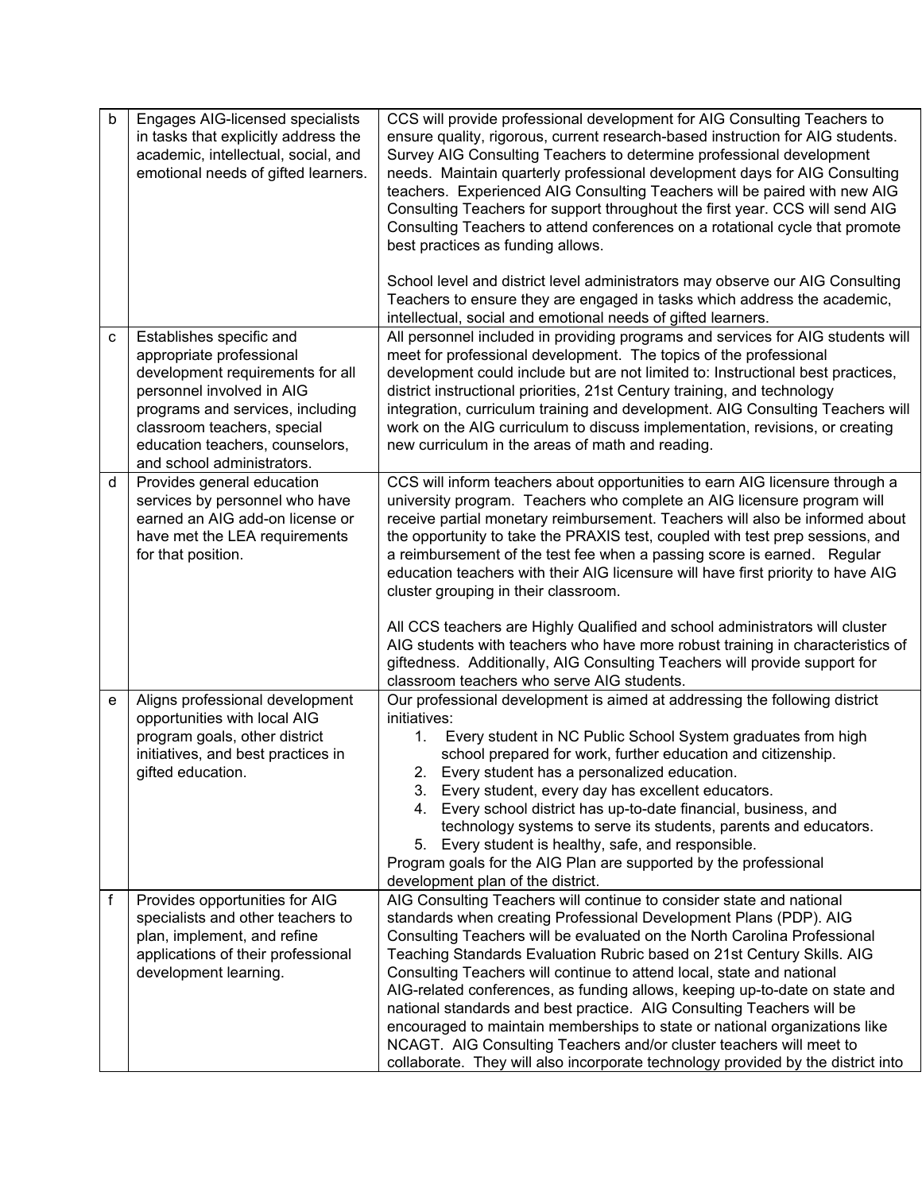| | | |
|---|---|---|
| b | Engages AIG-licensed specialists in tasks that explicitly address the academic, intellectual, social, and emotional needs of gifted learners. | CCS will provide professional development for AIG Consulting Teachers to ensure quality, rigorous, current research-based instruction for AIG students. Survey AIG Consulting Teachers to determine professional development needs. Maintain quarterly professional development days for AIG Consulting teachers. Experienced AIG Consulting Teachers will be paired with new AIG Consulting Teachers for support throughout the first year. CCS will send AIG Consulting Teachers to attend conferences on a rotational cycle that promote best practices as funding allows.<br><br>School level and district level administrators may observe our AIG Consulting Teachers to ensure they are engaged in tasks which address the academic, intellectual, social and emotional needs of gifted learners. |
| c | Establishes specific and appropriate professional development requirements for all personnel involved in AIG programs and services, including classroom teachers, special education teachers, counselors, and school administrators. | All personnel included in providing programs and services for AIG students will meet for professional development. The topics of the professional development could include but are not limited to: Instructional best practices, district instructional priorities, 21st Century training, and technology integration, curriculum training and development. AIG Consulting Teachers will work on the AIG curriculum to discuss implementation, revisions, or creating new curriculum in the areas of math and reading. |
| d | Provides general education services by personnel who have earned an AIG add-on license or have met the LEA requirements for that position. | CCS will inform teachers about opportunities to earn AIG licensure through a university program. Teachers who complete an AIG licensure program will receive partial monetary reimbursement. Teachers will also be informed about the opportunity to take the PRAXIS test, coupled with test prep sessions, and a reimbursement of the test fee when a passing score is earned. Regular education teachers with their AIG licensure will have first priority to have AIG cluster grouping in their classroom.<br><br>All CCS teachers are Highly Qualified and school administrators will cluster AIG students with teachers who have more robust training in characteristics of giftedness. Additionally, AIG Consulting Teachers will provide support for classroom teachers who serve AIG students. |
| e | Aligns professional development opportunities with local AIG program goals, other district initiatives, and best practices in gifted education. | Our professional development is aimed at addressing the following district initiatives:<br>1. Every student in NC Public School System graduates from high school prepared for work, further education and citizenship.<br>2. Every student has a personalized education.<br>3. Every student, every day has excellent educators.<br>4. Every school district has up-to-date financial, business, and technology systems to serve its students, parents and educators.<br>5. Every student is healthy, safe, and responsible.<br>Program goals for the AIG Plan are supported by the professional development plan of the district. |
| f | Provides opportunities for AIG specialists and other teachers to plan, implement, and refine applications of their professional development learning. | AIG Consulting Teachers will continue to consider state and national standards when creating Professional Development Plans (PDP). AIG Consulting Teachers will be evaluated on the North Carolina Professional Teaching Standards Evaluation Rubric based on 21st Century Skills. AIG Consulting Teachers will continue to attend local, state and national AIG-related conferences, as funding allows, keeping up-to-date on state and national standards and best practice. AIG Consulting Teachers will be encouraged to maintain memberships to state or national organizations like NCAGT. AIG Consulting Teachers and/or cluster teachers will meet to collaborate. They will also incorporate technology provided by the district into |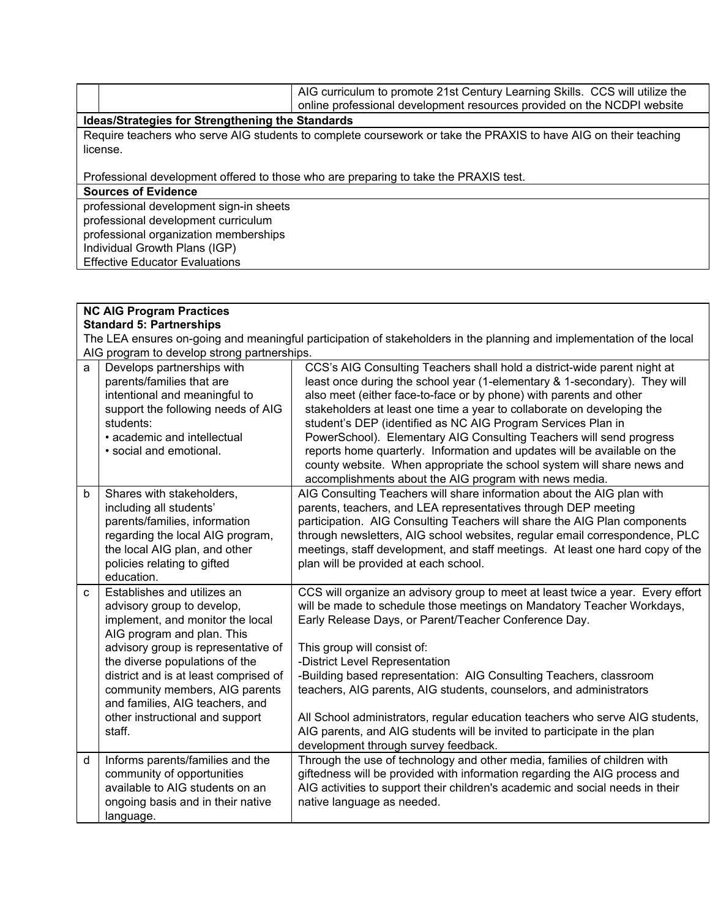| | | |
|---|---|---|
| | | AIG curriculum to promote 21st Century Learning Skills. CCS will utilize the online professional development resources provided on the NCDPI website |

**Ideas/Strategies for Strengthening the Standards**

Require teachers who serve AIG students to complete coursework or take the PRAXIS to have AIG on their teaching license.

Professional development offered to those who are preparing to take the PRAXIS test.

**Sources of Evidence**

professional development sign-in sheets
professional development curriculum
professional organization memberships
Individual Growth Plans (IGP)
Effective Educator Evaluations

**NC AIG Program Practices**
**Standard 5: Partnerships**

The LEA ensures on-going and meaningful participation of stakeholders in the planning and implementation of the local AIG program to develop strong partnerships.

| | | |
|---|---|---|
| a | Develops partnerships with parents/families that are intentional and meaningful to support the following needs of AIG students:<br>• academic and intellectual<br>• social and emotional. | CCS's AIG Consulting Teachers shall hold a district-wide parent night at least once during the school year (1-elementary & 1-secondary). They will also meet (either face-to-face or by phone) with parents and other stakeholders at least one time a year to collaborate on developing the student's DEP (identified as NC AIG Program Services Plan in PowerSchool). Elementary AIG Consulting Teachers will send progress reports home quarterly. Information and updates will be available on the county website. When appropriate the school system will share news and accomplishments about the AIG program with news media. |
| b | Shares with stakeholders, including all students' parents/families, information regarding the local AIG program, the local AIG plan, and other policies relating to gifted education. | AIG Consulting Teachers will share information about the AIG plan with parents, teachers, and LEA representatives through DEP meeting participation. AIG Consulting Teachers will share the AIG Plan components through newsletters, AIG school websites, regular email correspondence, PLC meetings, staff development, and staff meetings. At least one hard copy of the plan will be provided at each school. |
| c | Establishes and utilizes an advisory group to develop, implement, and monitor the local AIG program and plan. This advisory group is representative of the diverse populations of the district and is at least comprised of community members, AIG parents and families, AIG teachers, and other instructional and support staff. | CCS will organize an advisory group to meet at least twice a year. Every effort will be made to schedule those meetings on Mandatory Teacher Workdays, Early Release Days, or Parent/Teacher Conference Day.<br><br>This group will consist of:<br>-District Level Representation<br>-Building based representation: AIG Consulting Teachers, classroom teachers, AIG parents, AIG students, counselors, and administrators<br><br>All School administrators, regular education teachers who serve AIG students, AIG parents, and AIG students will be invited to participate in the plan development through survey feedback. |
| d | Informs parents/families and the community of opportunities available to AIG students on an ongoing basis and in their native language. | Through the use of technology and other media, families of children with giftedness will be provided with information regarding the AIG process and AIG activities to support their children's academic and social needs in their native language as needed. |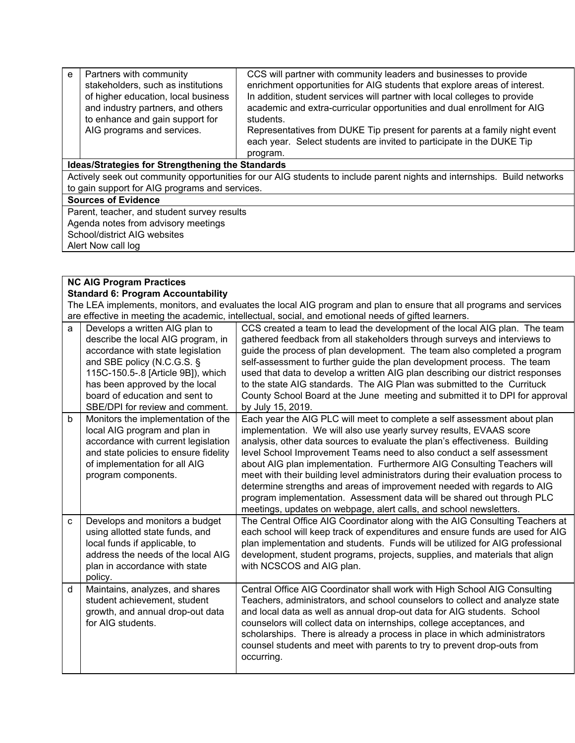| | | |
|---|---|---|
| e | Partners with community stakeholders, such as institutions of higher education, local business and industry partners, and others to enhance and gain support for AIG programs and services. | CCS will partner with community leaders and businesses to provide enrichment opportunities for AIG students that explore areas of interest. In addition, student services will partner with local colleges to provide academic and extra-curricular opportunities and dual enrollment for AIG students.<br>Representatives from DUKE Tip present for parents at a family night event each year. Select students are invited to participate in the DUKE Tip program. |
| **Ideas/Strategies for Strengthening the Standards** | | |
| Actively seek out community opportunities for our AIG students to include parent nights and internships. Build networks to gain support for AIG programs and services. | | |
| **Sources of Evidence** | | |
| Parent, teacher, and student survey results<br>Agenda notes from advisory meetings<br>School/district AIG websites<br>Alert Now call log | | |

| | | |
|---|---|---|
| **NC AIG Program Practices**<br>**Standard 6: Program Accountability**<br>The LEA implements, monitors, and evaluates the local AIG program and plan to ensure that all programs and services are effective in meeting the academic, intellectual, social, and emotional needs of gifted learners. | | |
| a | Develops a written AIG plan to describe the local AIG program, in accordance with state legislation and SBE policy (N.C.G.S. § 115C-150.5-.8 [Article 9B]), which has been approved by the local board of education and sent to SBE/DPI for review and comment. | CCS created a team to lead the development of the local AIG plan. The team gathered feedback from all stakeholders through surveys and interviews to guide the process of plan development. The team also completed a program self-assessment to further guide the plan development process. The team used that data to develop a written AIG plan describing our district responses to the state AIG standards. The AIG Plan was submitted to the Currituck County School Board at the June meeting and submitted it to DPI for approval by July 15, 2019. |
| b | Monitors the implementation of the local AIG program and plan in accordance with current legislation and state policies to ensure fidelity of implementation for all AIG program components. | Each year the AIG PLC will meet to complete a self assessment about plan implementation. We will also use yearly survey results, EVAAS score analysis, other data sources to evaluate the plan's effectiveness. Building level School Improvement Teams need to also conduct a self assessment about AIG plan implementation. Furthermore AIG Consulting Teachers will meet with their building level administrators during their evaluation process to determine strengths and areas of improvement needed with regards to AIG program implementation. Assessment data will be shared out through PLC meetings, updates on webpage, alert calls, and school newsletters. |
| c | Develops and monitors a budget using allotted state funds, and local funds if applicable, to address the needs of the local AIG plan in accordance with state policy. | The Central Office AIG Coordinator along with the AIG Consulting Teachers at each school will keep track of expenditures and ensure funds are used for AIG plan implementation and students. Funds will be utilized for AIG professional development, student programs, projects, supplies, and materials that align with NCSCOS and AIG plan. |
| d | Maintains, analyzes, and shares student achievement, student growth, and annual drop-out data for AIG students. | Central Office AIG Coordinator shall work with High School AIG Consulting Teachers, administrators, and school counselors to collect and analyze state and local data as well as annual drop-out data for AIG students. School counselors will collect data on internships, college acceptances, and scholarships. There is already a process in place in which administrators counsel students and meet with parents to try to prevent drop-outs from occurring. |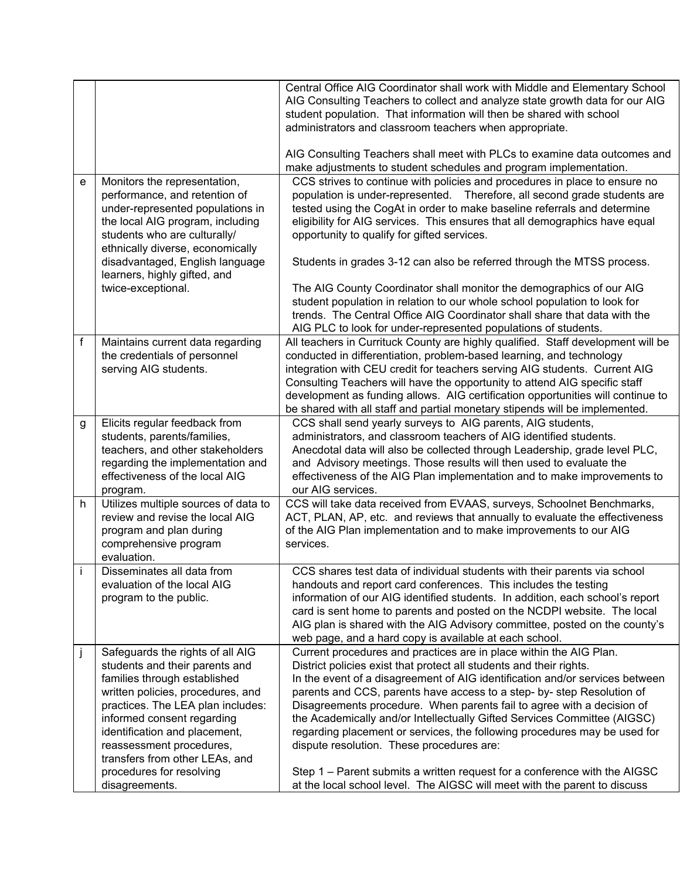| | | |
|---|---|---|
| | | Central Office AIG Coordinator shall work with Middle and Elementary School AIG Consulting Teachers to collect and analyze state growth data for our AIG student population. That information will then be shared with school administrators and classroom teachers when appropriate.<br><br>AIG Consulting Teachers shall meet with PLCs to examine data outcomes and make adjustments to student schedules and program implementation. |
| e | Monitors the representation, performance, and retention of under-represented populations in the local AIG program, including students who are culturally/ ethnically diverse, economically disadvantaged, English language learners, highly gifted, and twice-exceptional. | CCS strives to continue with policies and procedures in place to ensure no population is under-represented. Therefore, all second grade students are tested using the CogAt in order to make baseline referrals and determine eligibility for AIG services. This ensures that all demographics have equal opportunity to qualify for gifted services.<br><br>Students in grades 3-12 can also be referred through the MTSS process.<br><br>The AIG County Coordinator shall monitor the demographics of our AIG student population in relation to our whole school population to look for trends. The Central Office AIG Coordinator shall share that data with the AIG PLC to look for under-represented populations of students. |
| f | Maintains current data regarding the credentials of personnel serving AIG students. | All teachers in Currituck County are highly qualified. Staff development will be conducted in differentiation, problem-based learning, and technology integration with CEU credit for teachers serving AIG students. Current AIG Consulting Teachers will have the opportunity to attend AIG specific staff development as funding allows. AIG certification opportunities will continue to be shared with all staff and partial monetary stipends will be implemented. |
| g | Elicits regular feedback from students, parents/families, teachers, and other stakeholders regarding the implementation and effectiveness of the local AIG program. | CCS shall send yearly surveys to AIG parents, AIG students, administrators, and classroom teachers of AIG identified students. Anecdotal data will also be collected through Leadership, grade level PLC, and Advisory meetings. Those results will then used to evaluate the effectiveness of the AIG Plan implementation and to make improvements to our AIG services. |
| h | Utilizes multiple sources of data to review and revise the local AIG program and plan during comprehensive program evaluation. | CCS will take data received from EVAAS, surveys, Schoolnet Benchmarks, ACT, PLAN, AP, etc. and reviews that annually to evaluate the effectiveness of the AIG Plan implementation and to make improvements to our AIG services. |
| i | Disseminates all data from evaluation of the local AIG program to the public. | CCS shares test data of individual students with their parents via school handouts and report card conferences. This includes the testing information of our AIG identified students. In addition, each school's report card is sent home to parents and posted on the NCDPI website. The local AIG plan is shared with the AIG Advisory committee, posted on the county's web page, and a hard copy is available at each school. |
| j | Safeguards the rights of all AIG students and their parents and families through established written policies, procedures, and practices. The LEA plan includes: informed consent regarding identification and placement, reassessment procedures, transfers from other LEAs, and procedures for resolving disagreements. | Current procedures and practices are in place within the AIG Plan. District policies exist that protect all students and their rights. In the event of a disagreement of AIG identification and/or services between parents and CCS, parents have access to a step- by- step Resolution of Disagreements procedure. When parents fail to agree with a decision of the Academically and/or Intellectually Gifted Services Committee (AIGSC) regarding placement or services, the following procedures may be used for dispute resolution. These procedures are:<br><br>Step 1 – Parent submits a written request for a conference with the AIGSC at the local school level. The AIGSC will meet with the parent to discuss |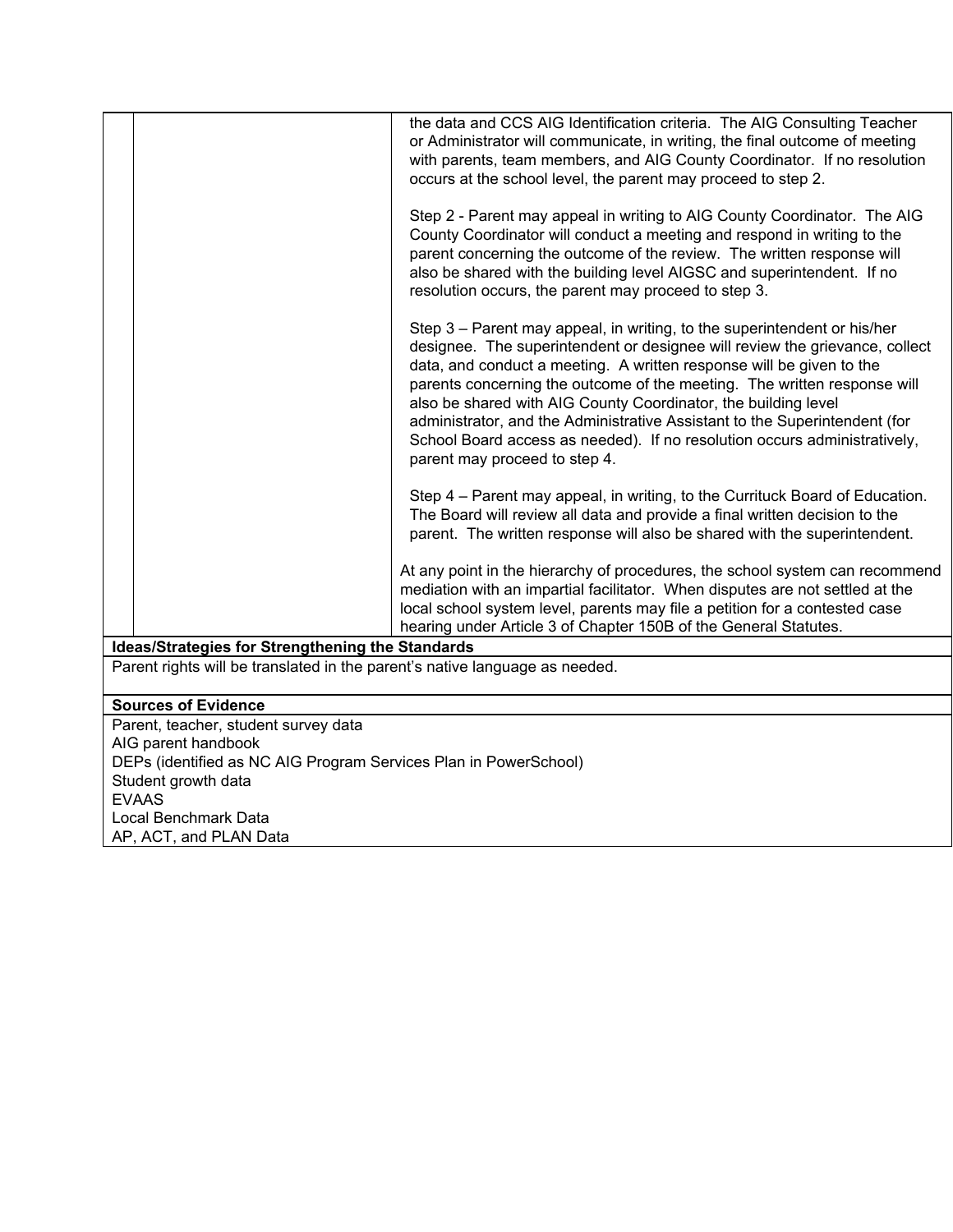| | | |
|---|---|---|
| | | the data and CCS AIG Identification criteria. The AIG Consulting Teacher or Administrator will communicate, in writing, the final outcome of meeting with parents, team members, and AIG County Coordinator. If no resolution occurs at the school level, the parent may proceed to step 2.<br><br>Step 2 - Parent may appeal in writing to AIG County Coordinator. The AIG County Coordinator will conduct a meeting and respond in writing to the parent concerning the outcome of the review. The written response will also be shared with the building level AIGSC and superintendent. If no resolution occurs, the parent may proceed to step 3.<br><br>Step 3 – Parent may appeal, in writing, to the superintendent or his/her designee. The superintendent or designee will review the grievance, collect data, and conduct a meeting. A written response will be given to the parents concerning the outcome of the meeting. The written response will also be shared with AIG County Coordinator, the building level administrator, and the Administrative Assistant to the Superintendent (for School Board access as needed). If no resolution occurs administratively, parent may proceed to step 4.<br><br>Step 4 – Parent may appeal, in writing, to the Currituck Board of Education. The Board will review all data and provide a final written decision to the parent. The written response will also be shared with the superintendent.<br><br>At any point in the hierarchy of procedures, the school system can recommend mediation with an impartial facilitator. When disputes are not settled at the local school system level, parents may file a petition for a contested case hearing under Article 3 of Chapter 150B of the General Statutes. |

**Ideas/Strategies for Strengthening the Standards**

Parent rights will be translated in the parent's native language as needed.

**Sources of Evidence**

Parent, teacher, student survey data
AIG parent handbook
DEPs (identified as NC AIG Program Services Plan in PowerSchool)
Student growth data
EVAAS
Local Benchmark Data
AP, ACT, and PLAN Data